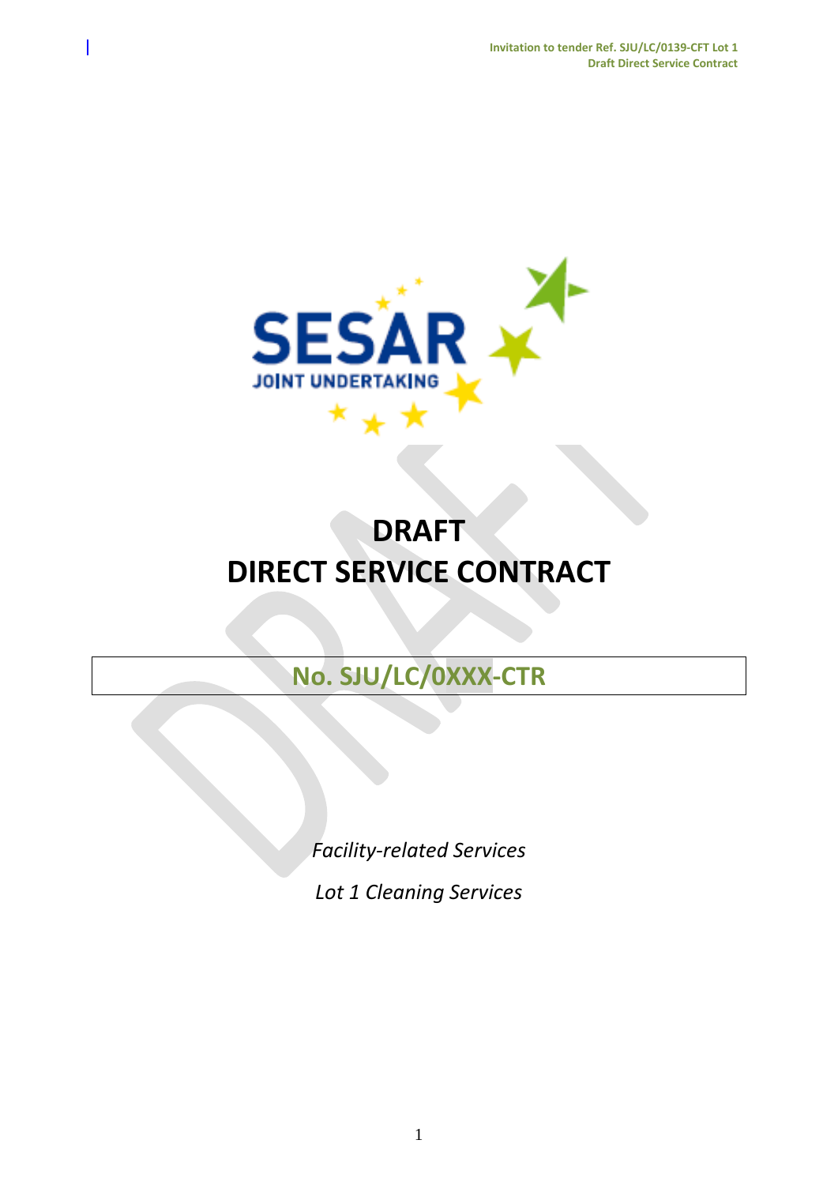# DRAFT
# DIRECT SERVICE CONTRACT

**No. SJU/LC/0XXX-CTR**

*Facility-related Services*

*Lot 1 Cleaning Services*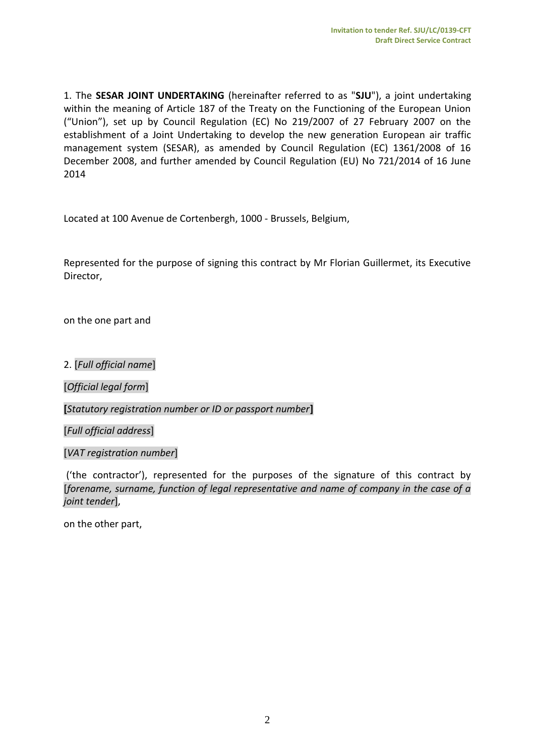1. The **SESAR JOINT UNDERTAKING** (hereinafter referred to as "**SJU**"), a joint undertaking within the meaning of Article 187 of the Treaty on the Functioning of the European Union ("Union"), set up by Council Regulation (EC) No 219/2007 of 27 February 2007 on the establishment of a Joint Undertaking to develop the new generation European air traffic management system (SESAR), as amended by Council Regulation (EC) 1361/2008 of 16 December 2008, and further amended by Council Regulation (EU) No 721/2014 of 16 June 2014

Located at 100 Avenue de Cortenbergh, 1000 - Brussels, Belgium,

Represented for the purpose of signing this contract by Mr Florian Guillermet, its Executive Director,

on the one part and

2. [*Full official name*]

[*Official legal form*]

**[***Statutory registration number or ID or passport number***]**

[*Full official address*]

[*VAT registration number*]

('the contractor'), represented for the purposes of the signature of this contract by [*forename, surname, function of legal representative and name of company in the case of a joint tender*],

on the other part,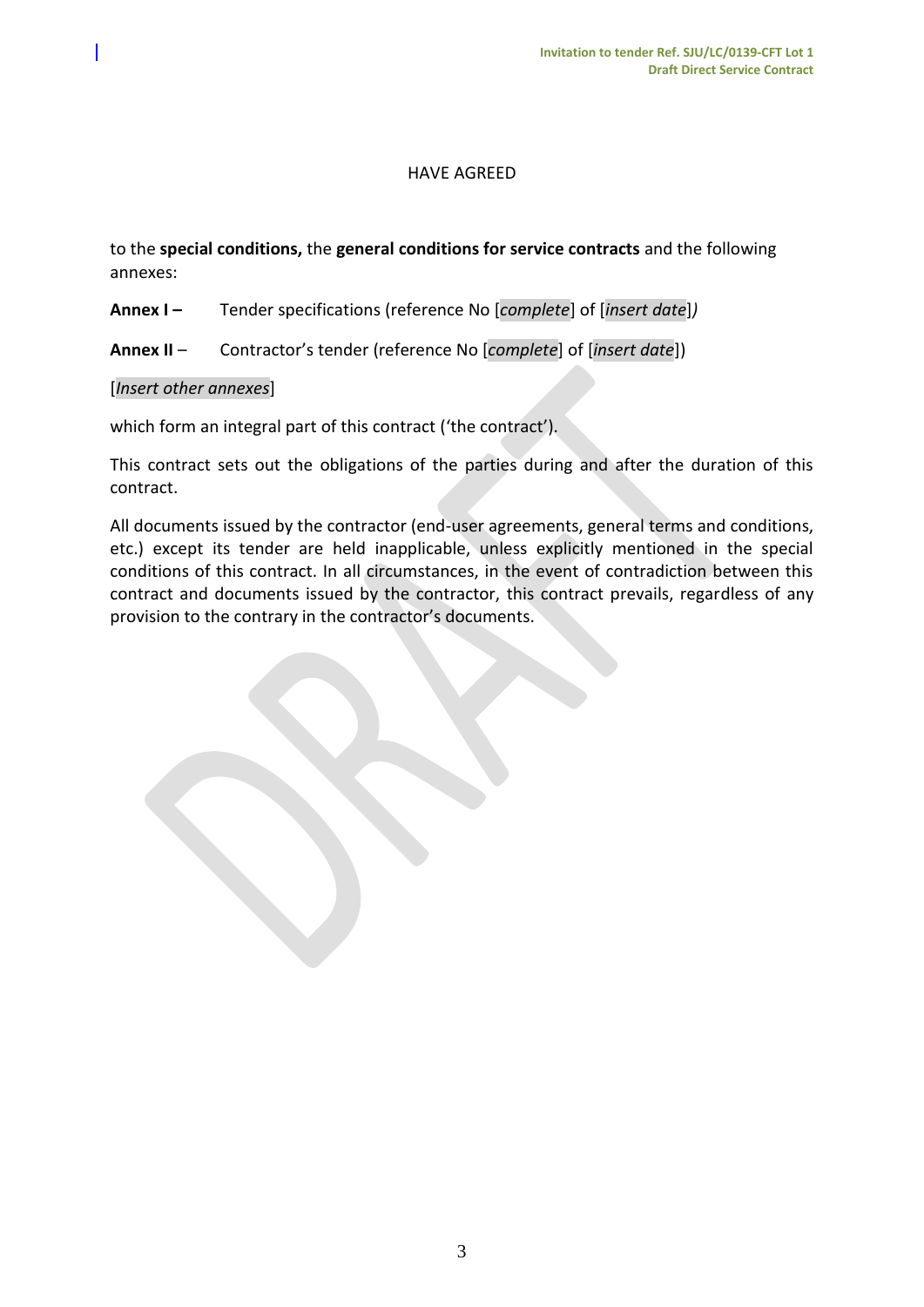HAVE AGREED

to the **special conditions,** the **general conditions for service contracts** and the following annexes:

**Annex I –** Tender specifications (reference No [*complete*] of [*insert date*]*)*

**Annex II** – Contractor's tender (reference No [*complete*] of [*insert date*])

[*Insert other annexes*]

which form an integral part of this contract ('the contract').

This contract sets out the obligations of the parties during and after the duration of this contract.

All documents issued by the contractor (end-user agreements, general terms and conditions, etc.) except its tender are held inapplicable, unless explicitly mentioned in the special conditions of this contract. In all circumstances, in the event of contradiction between this contract and documents issued by the contractor, this contract prevails, regardless of any provision to the contrary in the contractor's documents.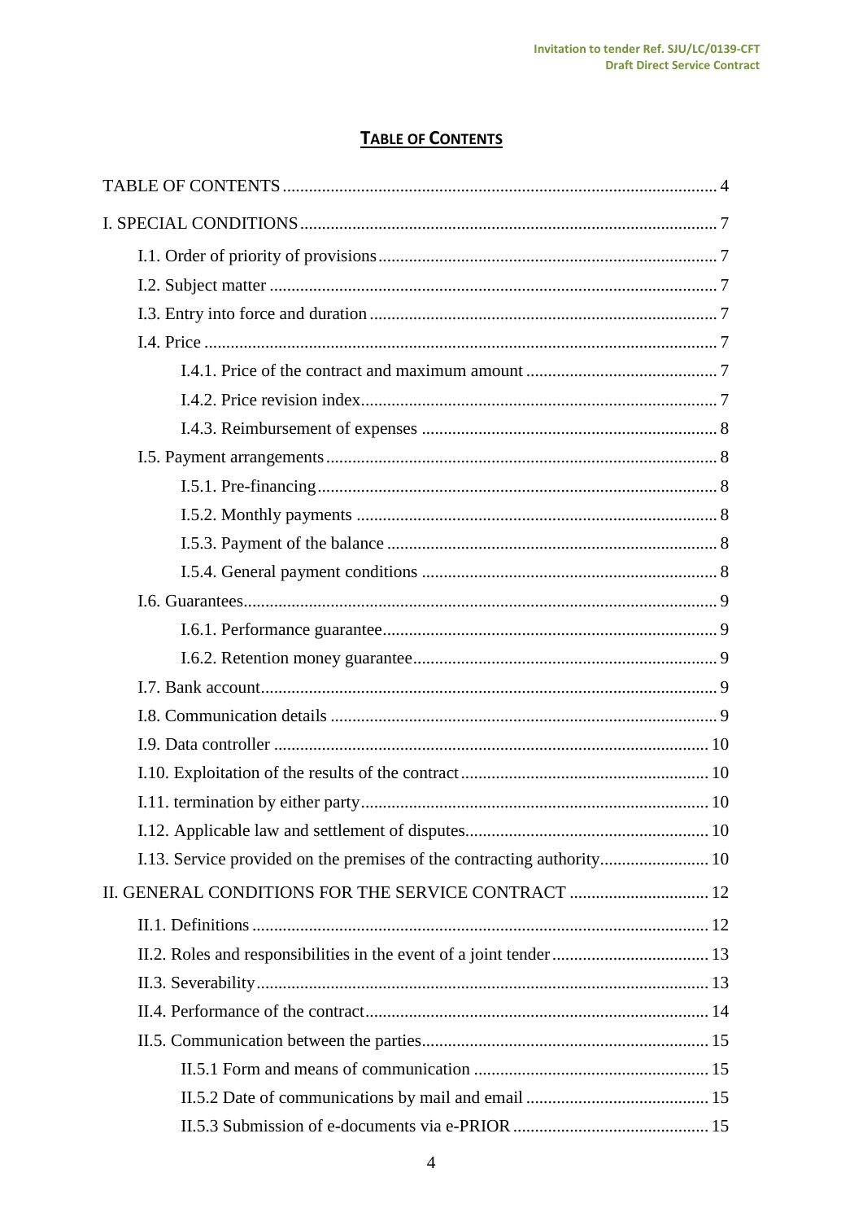## TABLE OF CONTENTS

TABLE OF CONTENTS ........ 4

I. SPECIAL CONDITIONS ........ 7

- I.1. Order of priority of provisions ........ 7
- I.2. Subject matter ........ 7
- I.3. Entry into force and duration ........ 7
- I.4. Price ........ 7
  - I.4.1. Price of the contract and maximum amount ........ 7
  - I.4.2. Price revision index ........ 7
  - I.4.3. Reimbursement of expenses ........ 8
- I.5. Payment arrangements ........ 8
  - I.5.1. Pre-financing ........ 8
  - I.5.2. Monthly payments ........ 8
  - I.5.3. Payment of the balance ........ 8
  - I.5.4. General payment conditions ........ 8
- I.6. Guarantees ........ 9
  - I.6.1. Performance guarantee ........ 9
  - I.6.2. Retention money guarantee ........ 9
- I.7. Bank account ........ 9
- I.8. Communication details ........ 9
- I.9. Data controller ........ 10
- I.10. Exploitation of the results of the contract ........ 10
- I.11. termination by either party ........ 10
- I.12. Applicable law and settlement of disputes ........ 10
- I.13. Service provided on the premises of the contracting authority ........ 10

II. GENERAL CONDITIONS FOR THE SERVICE CONTRACT ........ 12

- II.1. Definitions ........ 12
- II.2. Roles and responsibilities in the event of a joint tender ........ 13
- II.3. Severability ........ 13
- II.4. Performance of the contract ........ 14
- II.5. Communication between the parties ........ 15
  - II.5.1 Form and means of communication ........ 15
  - II.5.2 Date of communications by mail and email ........ 15
  - II.5.3 Submission of e-documents via e-PRIOR ........ 15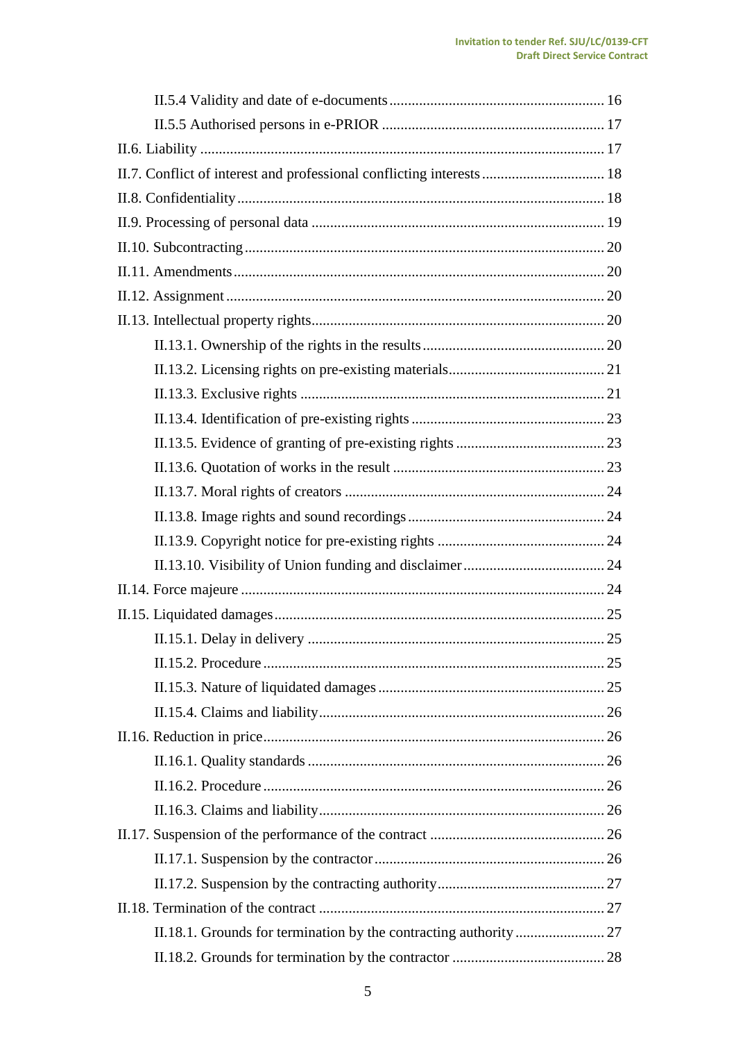II.5.4 Validity and date of e-documents .......... 16

II.5.5 Authorised persons in e-PRIOR .......... 17

II.6. Liability .......... 17

II.7. Conflict of interest and professional conflicting interests .......... 18

II.8. Confidentiality .......... 18

II.9. Processing of personal data .......... 19

II.10. Subcontracting .......... 20

II.11. Amendments .......... 20

II.12. Assignment .......... 20

II.13. Intellectual property rights .......... 20

II.13.1. Ownership of the rights in the results .......... 20

II.13.2. Licensing rights on pre-existing materials .......... 21

II.13.3. Exclusive rights .......... 21

II.13.4. Identification of pre-existing rights .......... 23

II.13.5. Evidence of granting of pre-existing rights .......... 23

II.13.6. Quotation of works in the result .......... 23

II.13.7. Moral rights of creators .......... 24

II.13.8. Image rights and sound recordings .......... 24

II.13.9. Copyright notice for pre-existing rights .......... 24

II.13.10. Visibility of Union funding and disclaimer .......... 24

II.14. Force majeure .......... 24

II.15. Liquidated damages .......... 25

II.15.1. Delay in delivery .......... 25

II.15.2. Procedure .......... 25

II.15.3. Nature of liquidated damages .......... 25

II.15.4. Claims and liability .......... 26

II.16. Reduction in price .......... 26

II.16.1. Quality standards .......... 26

II.16.2. Procedure .......... 26

II.16.3. Claims and liability .......... 26

II.17. Suspension of the performance of the contract .......... 26

II.17.1. Suspension by the contractor .......... 26

II.17.2. Suspension by the contracting authority .......... 27

II.18. Termination of the contract .......... 27

II.18.1. Grounds for termination by the contracting authority .......... 27

II.18.2. Grounds for termination by the contractor .......... 28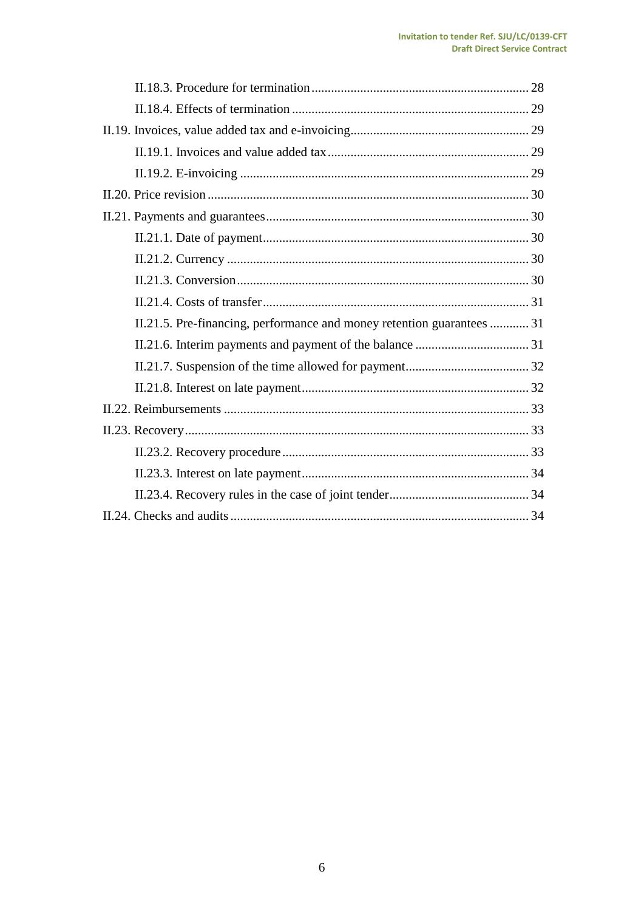- II.18.3. Procedure for termination ... 28
- II.18.4. Effects of termination ... 29

II.19. Invoices, value added tax and e-invoicing ... 29

- II.19.1. Invoices and value added tax ... 29
- II.19.2. E-invoicing ... 29

II.20. Price revision ... 30

II.21. Payments and guarantees ... 30

- II.21.1. Date of payment ... 30
- II.21.2. Currency ... 30
- II.21.3. Conversion ... 30
- II.21.4. Costs of transfer ... 31
- II.21.5. Pre-financing, performance and money retention guarantees ... 31
- II.21.6. Interim payments and payment of the balance ... 31
- II.21.7. Suspension of the time allowed for payment ... 32
- II.21.8. Interest on late payment ... 32

II.22. Reimbursements ... 33

II.23. Recovery ... 33

- II.23.2. Recovery procedure ... 33
- II.23.3. Interest on late payment ... 34
- II.23.4. Recovery rules in the case of joint tender ... 34

II.24. Checks and audits ... 34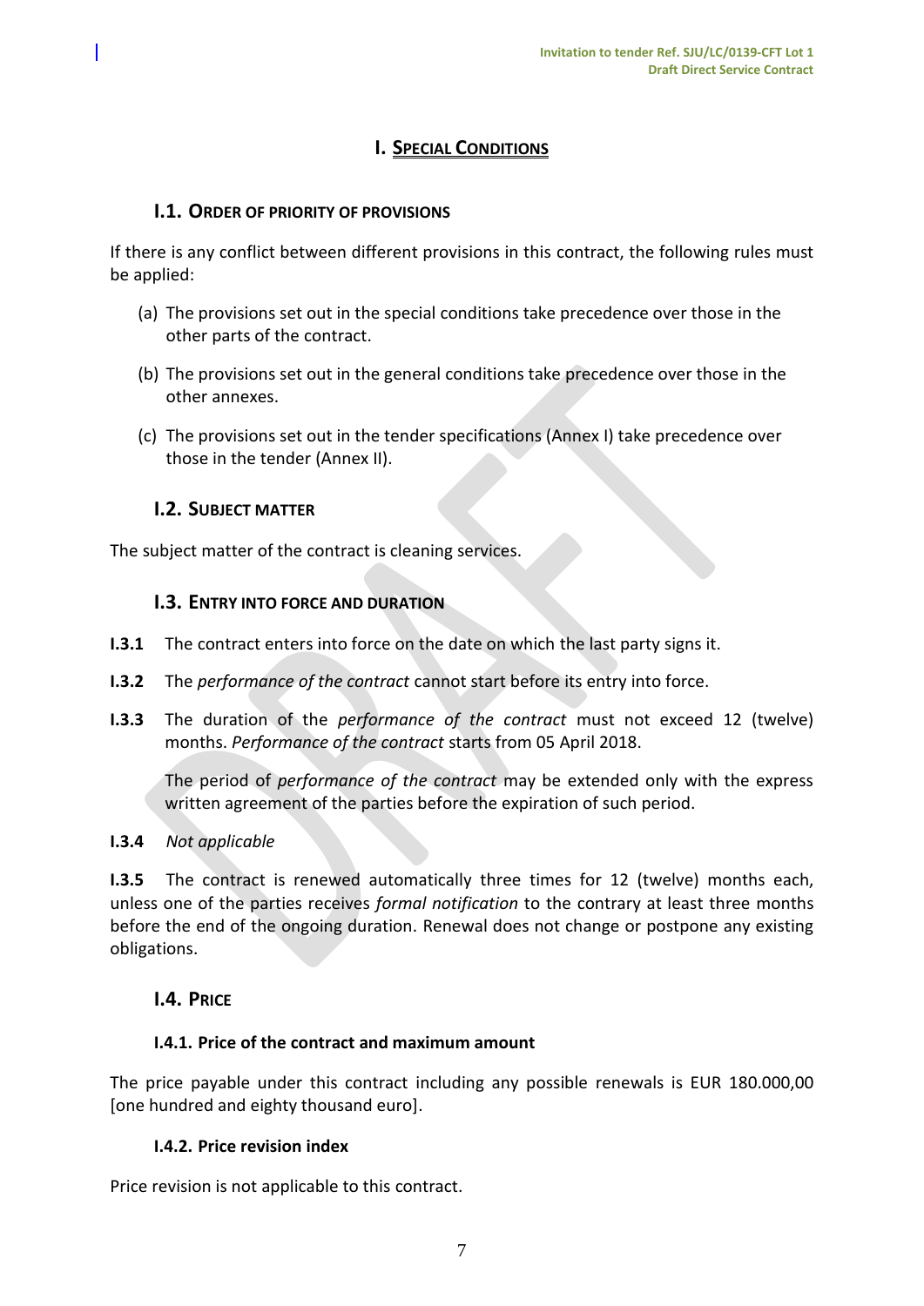# I. SPECIAL CONDITIONS

## I.1. ORDER OF PRIORITY OF PROVISIONS

If there is any conflict between different provisions in this contract, the following rules must be applied:

(a) The provisions set out in the special conditions take precedence over those in the other parts of the contract.

(b) The provisions set out in the general conditions take precedence over those in the other annexes.

(c) The provisions set out in the tender specifications (Annex I) take precedence over those in the tender (Annex II).

## I.2. SUBJECT MATTER

The subject matter of the contract is cleaning services.

## I.3. ENTRY INTO FORCE AND DURATION

**I.3.1** The contract enters into force on the date on which the last party signs it.

**I.3.2** The *performance of the contract* cannot start before its entry into force.

**I.3.3** The duration of the *performance of the contract* must not exceed 12 (twelve) months. *Performance of the contract* starts from 05 April 2018.

The period of *performance of the contract* may be extended only with the express written agreement of the parties before the expiration of such period.

**I.3.4** *Not applicable*

**I.3.5** The contract is renewed automatically three times for 12 (twelve) months each, unless one of the parties receives *formal notification* to the contrary at least three months before the end of the ongoing duration. Renewal does not change or postpone any existing obligations.

## I.4. PRICE

### I.4.1. Price of the contract and maximum amount

The price payable under this contract including any possible renewals is EUR 180.000,00 [one hundred and eighty thousand euro].

### I.4.2. Price revision index

Price revision is not applicable to this contract.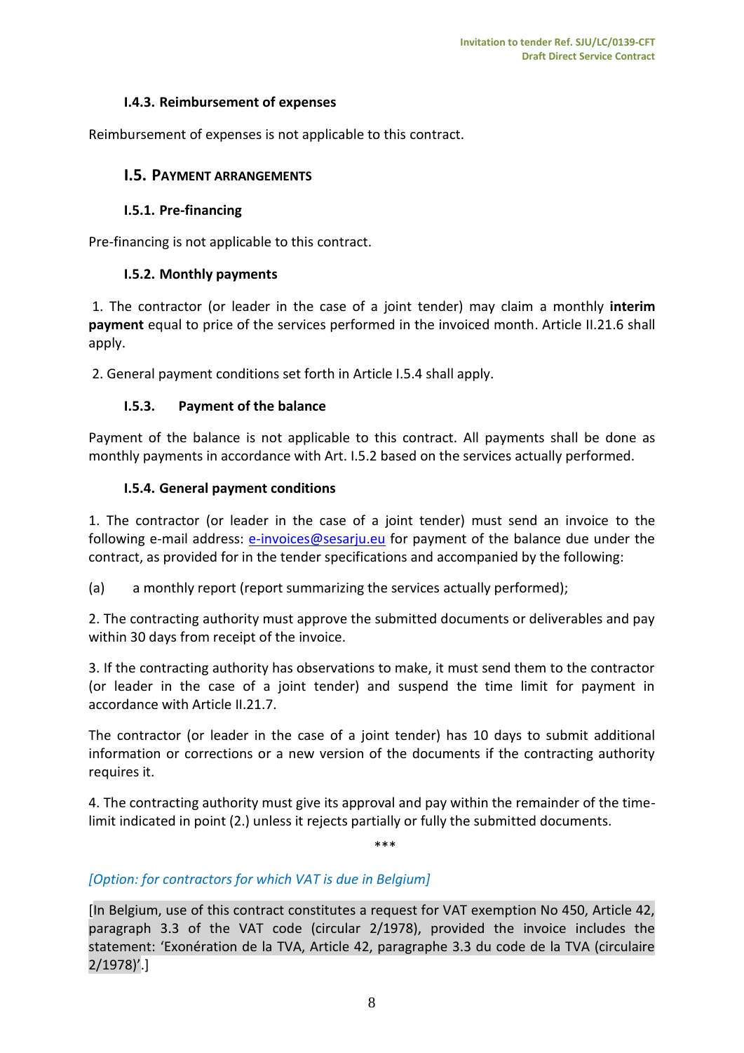#### I.4.3. Reimbursement of expenses

Reimbursement of expenses is not applicable to this contract.

### I.5. PAYMENT ARRANGEMENTS

#### I.5.1. Pre-financing

Pre-financing is not applicable to this contract.

#### I.5.2. Monthly payments

1. The contractor (or leader in the case of a joint tender) may claim a monthly **interim payment** equal to price of the services performed in the invoiced month. Article II.21.6 shall apply.

2. General payment conditions set forth in Article I.5.4 shall apply.

#### I.5.3. Payment of the balance

Payment of the balance is not applicable to this contract. All payments shall be done as monthly payments in accordance with Art. I.5.2 based on the services actually performed.

#### I.5.4. General payment conditions

1. The contractor (or leader in the case of a joint tender) must send an invoice to the following e-mail address: e-invoices@sesarju.eu for payment of the balance due under the contract, as provided for in the tender specifications and accompanied by the following:

(a) a monthly report (report summarizing the services actually performed);

2. The contracting authority must approve the submitted documents or deliverables and pay within 30 days from receipt of the invoice.

3. If the contracting authority has observations to make, it must send them to the contractor (or leader in the case of a joint tender) and suspend the time limit for payment in accordance with Article II.21.7.

The contractor (or leader in the case of a joint tender) has 10 days to submit additional information or corrections or a new version of the documents if the contracting authority requires it.

4. The contracting authority must give its approval and pay within the remainder of the time-limit indicated in point (2.) unless it rejects partially or fully the submitted documents.

***

*[Option: for contractors for which VAT is due in Belgium]*

[In Belgium, use of this contract constitutes a request for VAT exemption No 450, Article 42, paragraph 3.3 of the VAT code (circular 2/1978), provided the invoice includes the statement: 'Exonération de la TVA, Article 42, paragraphe 3.3 du code de la TVA (circulaire 2/1978)'.]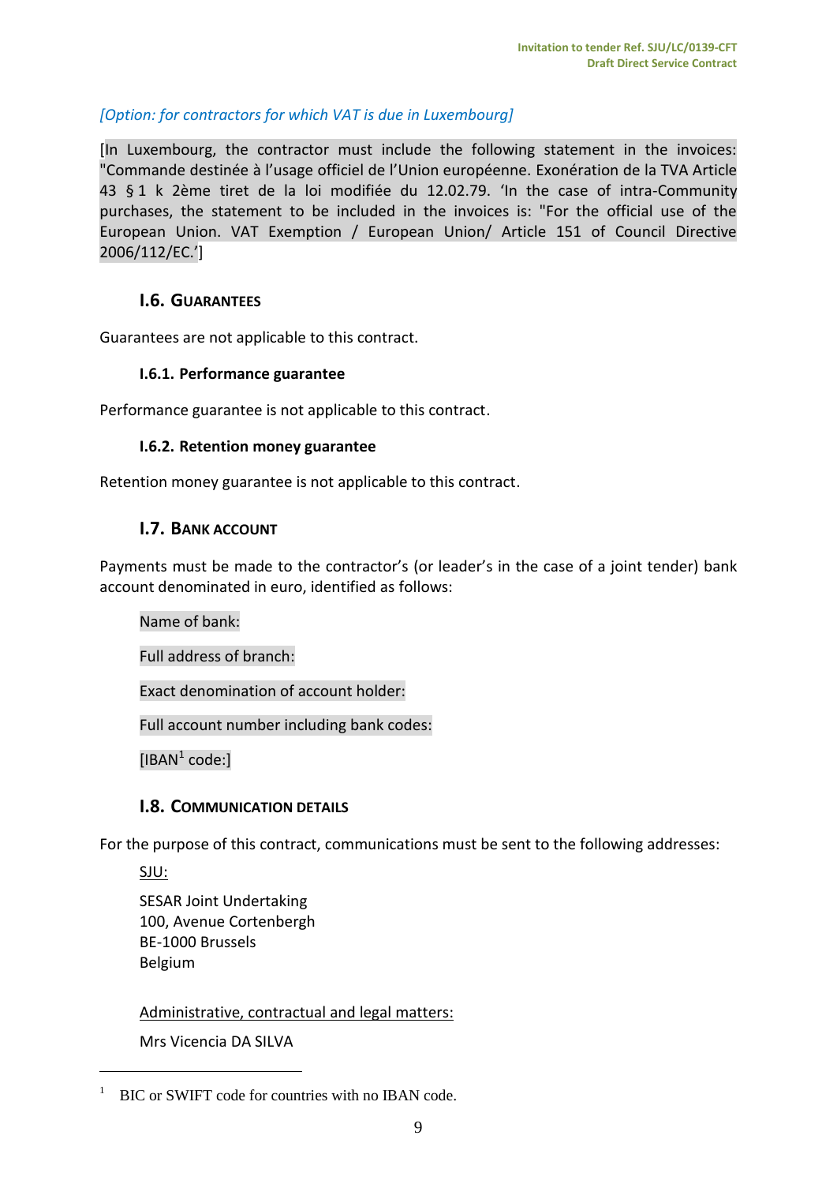*[Option: for contractors for which VAT is due in Luxembourg]*

[In Luxembourg, the contractor must include the following statement in the invoices: "Commande destinée à l'usage officiel de l'Union européenne. Exonération de la TVA Article 43 § 1 k 2ème tiret de la loi modifiée du 12.02.79. 'In the case of intra-Community purchases, the statement to be included in the invoices is: "For the official use of the European Union. VAT Exemption / European Union/ Article 151 of Council Directive 2006/112/EC.']

### I.6. GUARANTEES

Guarantees are not applicable to this contract.

#### I.6.1. Performance guarantee

Performance guarantee is not applicable to this contract.

#### I.6.2. Retention money guarantee

Retention money guarantee is not applicable to this contract.

### I.7. BANK ACCOUNT

Payments must be made to the contractor's (or leader's in the case of a joint tender) bank account denominated in euro, identified as follows:

Name of bank:

Full address of branch:

Exact denomination of account holder:

Full account number including bank codes:

[IBAN[1] code:]

### I.8. COMMUNICATION DETAILS

For the purpose of this contract, communications must be sent to the following addresses:

SJU:

SESAR Joint Undertaking
100, Avenue Cortenbergh
BE-1000 Brussels
Belgium

Administrative, contractual and legal matters:

Mrs Vicencia DA SILVA

---

[1] BIC or SWIFT code for countries with no IBAN code.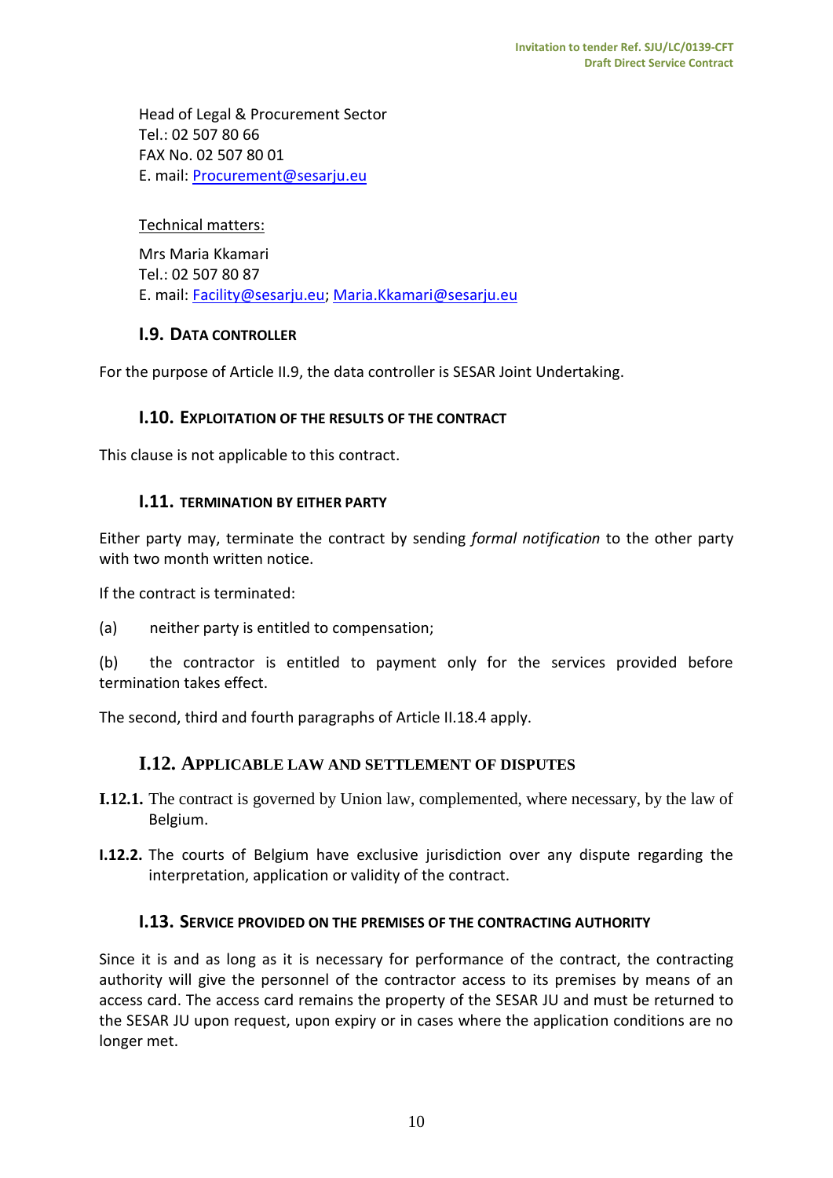Head of Legal & Procurement Sector
Tel.: 02 507 80 66
FAX No. 02 507 80 01
E. mail: Procurement@sesarju.eu

Technical matters:

Mrs Maria Kkamari
Tel.: 02 507 80 87
E. mail: Facility@sesarju.eu; Maria.Kkamari@sesarju.eu

### I.9. DATA CONTROLLER

For the purpose of Article II.9, the data controller is SESAR Joint Undertaking.

### I.10. EXPLOITATION OF THE RESULTS OF THE CONTRACT

This clause is not applicable to this contract.

### I.11. TERMINATION BY EITHER PARTY

Either party may, terminate the contract by sending *formal notification* to the other party with two month written notice.

If the contract is terminated:

(a) neither party is entitled to compensation;

(b) the contractor is entitled to payment only for the services provided before termination takes effect.

The second, third and fourth paragraphs of Article II.18.4 apply.

### I.12. APPLICABLE LAW AND SETTLEMENT OF DISPUTES

**I.12.1.** The contract is governed by Union law, complemented, where necessary, by the law of Belgium.

**I.12.2.** The courts of Belgium have exclusive jurisdiction over any dispute regarding the interpretation, application or validity of the contract.

### I.13. SERVICE PROVIDED ON THE PREMISES OF THE CONTRACTING AUTHORITY

Since it is and as long as it is necessary for performance of the contract, the contracting authority will give the personnel of the contractor access to its premises by means of an access card. The access card remains the property of the SESAR JU and must be returned to the SESAR JU upon request, upon expiry or in cases where the application conditions are no longer met.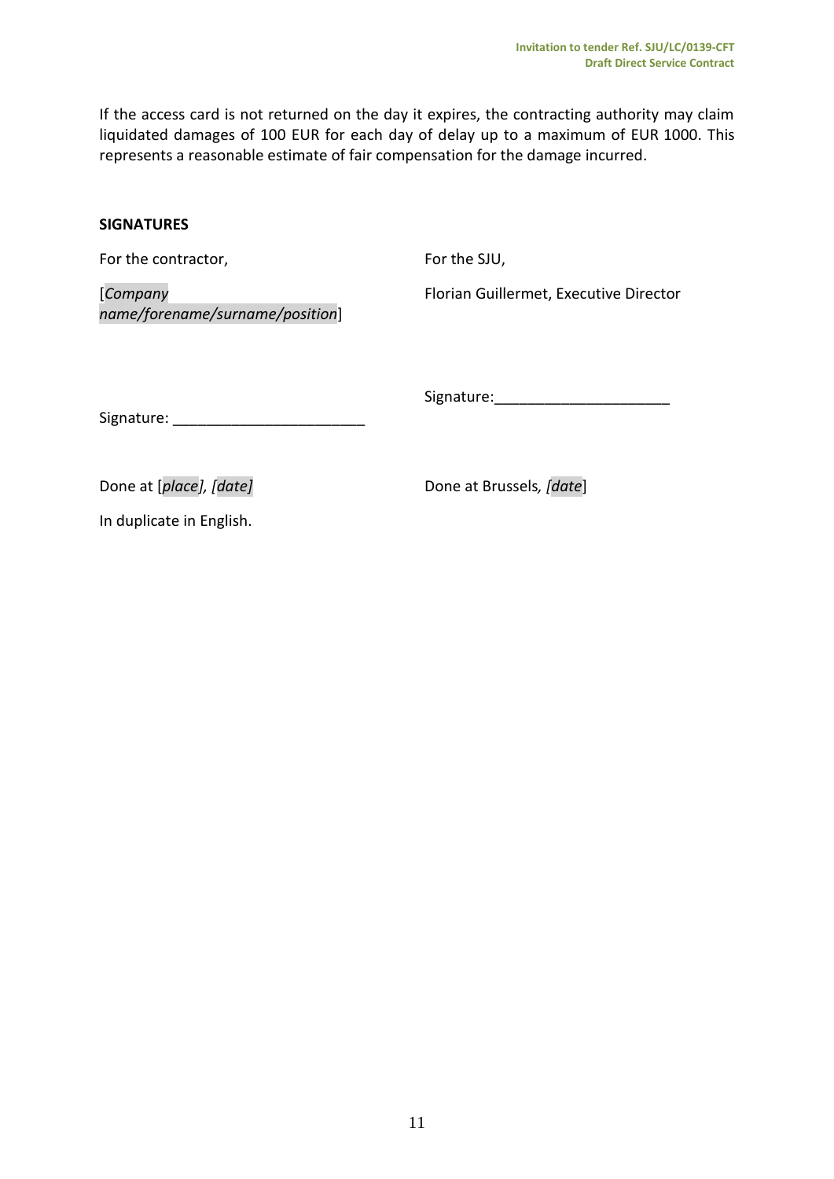If the access card is not returned on the day it expires, the contracting authority may claim liquidated damages of 100 EUR for each day of delay up to a maximum of EUR 1000. This represents a reasonable estimate of fair compensation for the damage incurred.

**SIGNATURES**

For the contractor,

[*Company name/forename/surname/position*]

Signature: _______________________

Done at [*place*], [*date*]

For the SJU,

Florian Guillermet, Executive Director

Signature:_____________________

Done at Brussels, [*date*]

In duplicate in English.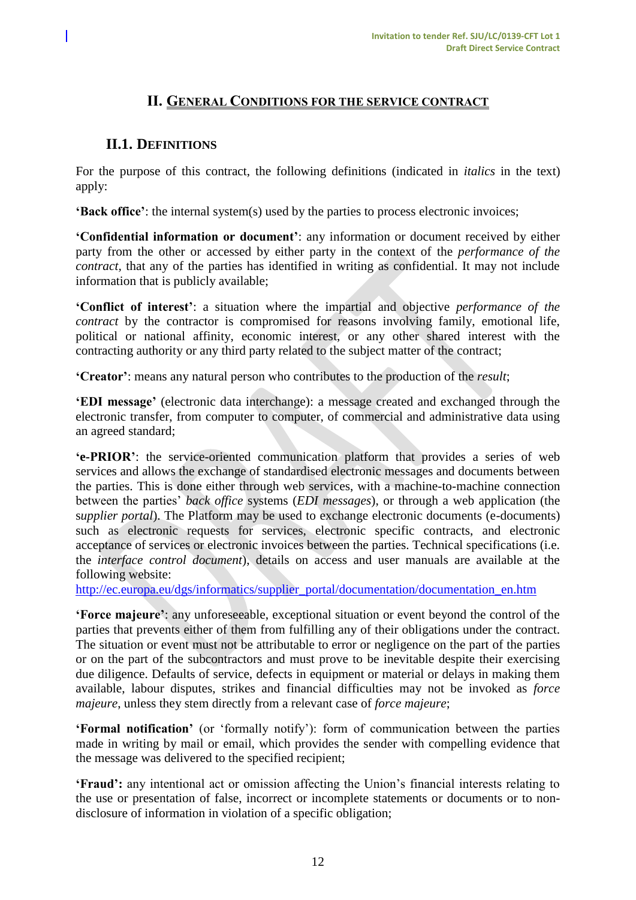## II. GENERAL CONDITIONS FOR THE SERVICE CONTRACT

### II.1. DEFINITIONS

For the purpose of this contract, the following definitions (indicated in *italics* in the text) apply:

**'Back office'**: the internal system(s) used by the parties to process electronic invoices;

**'Confidential information or document'**: any information or document received by either party from the other or accessed by either party in the context of the *performance of the contract*, that any of the parties has identified in writing as confidential. It may not include information that is publicly available;

**'Conflict of interest'**: a situation where the impartial and objective *performance of the contract* by the contractor is compromised for reasons involving family, emotional life, political or national affinity, economic interest, or any other shared interest with the contracting authority or any third party related to the subject matter of the contract;

**'Creator'**: means any natural person who contributes to the production of the *result*;

**'EDI message'** (electronic data interchange): a message created and exchanged through the electronic transfer, from computer to computer, of commercial and administrative data using an agreed standard;

**'e-PRIOR'**: the service-oriented communication platform that provides a series of web services and allows the exchange of standardised electronic messages and documents between the parties. This is done either through web services, with a machine-to-machine connection between the parties' *back office* systems (*EDI messages*), or through a web application (the s*upplier portal*). The Platform may be used to exchange electronic documents (e-documents) such as electronic requests for services, electronic specific contracts, and electronic acceptance of services or electronic invoices between the parties. Technical specifications (i.e. the *interface control document*), details on access and user manuals are available at the following website:
http://ec.europa.eu/dgs/informatics/supplier_portal/documentation/documentation_en.htm

**'Force majeure'**: any unforeseeable, exceptional situation or event beyond the control of the parties that prevents either of them from fulfilling any of their obligations under the contract. The situation or event must not be attributable to error or negligence on the part of the parties or on the part of the subcontractors and must prove to be inevitable despite their exercising due diligence. Defaults of service, defects in equipment or material or delays in making them available, labour disputes, strikes and financial difficulties may not be invoked as *force majeure*, unless they stem directly from a relevant case of *force majeure*;

**'Formal notification'** (or 'formally notify'): form of communication between the parties made in writing by mail or email, which provides the sender with compelling evidence that the message was delivered to the specified recipient;

**'Fraud':** any intentional act or omission affecting the Union's financial interests relating to the use or presentation of false, incorrect or incomplete statements or documents or to non-disclosure of information in violation of a specific obligation;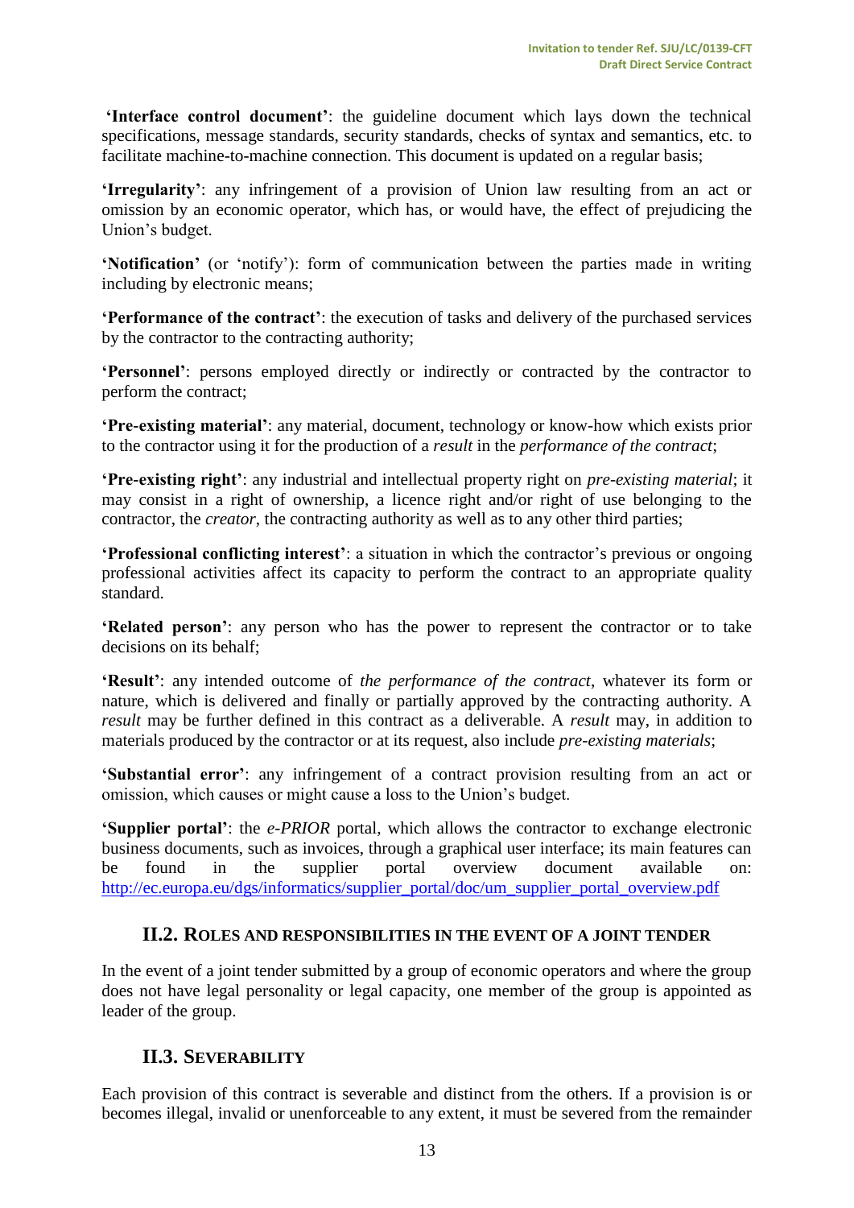**'Interface control document'**: the guideline document which lays down the technical specifications, message standards, security standards, checks of syntax and semantics, etc. to facilitate machine-to-machine connection. This document is updated on a regular basis;

**'Irregularity'**: any infringement of a provision of Union law resulting from an act or omission by an economic operator, which has, or would have, the effect of prejudicing the Union's budget.

**'Notification'** (or 'notify'): form of communication between the parties made in writing including by electronic means;

**'Performance of the contract'**: the execution of tasks and delivery of the purchased services by the contractor to the contracting authority;

**'Personnel'**: persons employed directly or indirectly or contracted by the contractor to perform the contract;

**'Pre-existing material'**: any material, document, technology or know-how which exists prior to the contractor using it for the production of a *result* in the *performance of the contract*;

**'Pre-existing right'**: any industrial and intellectual property right on *pre-existing material*; it may consist in a right of ownership, a licence right and/or right of use belonging to the contractor, the *creator*, the contracting authority as well as to any other third parties;

**'Professional conflicting interest'**: a situation in which the contractor's previous or ongoing professional activities affect its capacity to perform the contract to an appropriate quality standard.

**'Related person'**: any person who has the power to represent the contractor or to take decisions on its behalf;

**'Result'**: any intended outcome of *the performance of the contract*, whatever its form or nature, which is delivered and finally or partially approved by the contracting authority. A *result* may be further defined in this contract as a deliverable. A *result* may, in addition to materials produced by the contractor or at its request, also include *pre-existing materials*;

**'Substantial error'**: any infringement of a contract provision resulting from an act or omission, which causes or might cause a loss to the Union's budget.

**'Supplier portal'**: the *e-PRIOR* portal, which allows the contractor to exchange electronic business documents, such as invoices, through a graphical user interface; its main features can be found in the supplier portal overview document available on: [http://ec.europa.eu/dgs/informatics/supplier_portal/doc/um_supplier_portal_overview.pdf](http://ec.europa.eu/dgs/informatics/supplier_portal/doc/um_supplier_portal_overview.pdf)

## II.2. Roles and responsibilities in the event of a joint tender

In the event of a joint tender submitted by a group of economic operators and where the group does not have legal personality or legal capacity, one member of the group is appointed as leader of the group.

## II.3. Severability

Each provision of this contract is severable and distinct from the others. If a provision is or becomes illegal, invalid or unenforceable to any extent, it must be severed from the remainder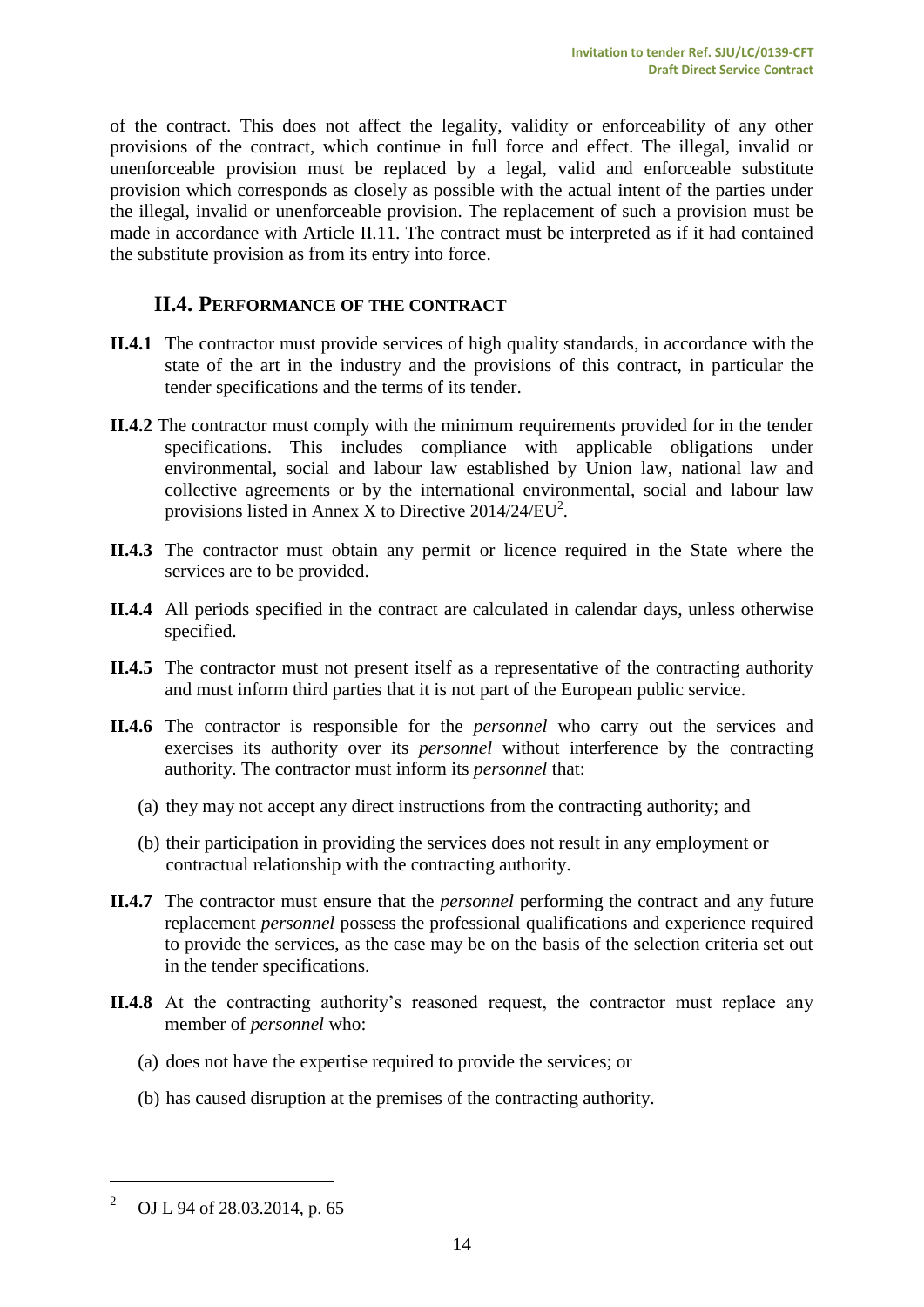of the contract. This does not affect the legality, validity or enforceability of any other provisions of the contract, which continue in full force and effect. The illegal, invalid or unenforceable provision must be replaced by a legal, valid and enforceable substitute provision which corresponds as closely as possible with the actual intent of the parties under the illegal, invalid or unenforceable provision. The replacement of such a provision must be made in accordance with Article II.11. The contract must be interpreted as if it had contained the substitute provision as from its entry into force.

## II.4. PERFORMANCE OF THE CONTRACT

**II.4.1** The contractor must provide services of high quality standards, in accordance with the state of the art in the industry and the provisions of this contract, in particular the tender specifications and the terms of its tender.

**II.4.2** The contractor must comply with the minimum requirements provided for in the tender specifications. This includes compliance with applicable obligations under environmental, social and labour law established by Union law, national law and collective agreements or by the international environmental, social and labour law provisions listed in Annex X to Directive 2014/24/EU[2].

**II.4.3** The contractor must obtain any permit or licence required in the State where the services are to be provided.

**II.4.4** All periods specified in the contract are calculated in calendar days, unless otherwise specified.

**II.4.5** The contractor must not present itself as a representative of the contracting authority and must inform third parties that it is not part of the European public service.

**II.4.6** The contractor is responsible for the *personnel* who carry out the services and exercises its authority over its *personnel* without interference by the contracting authority. The contractor must inform its *personnel* that:

(a) they may not accept any direct instructions from the contracting authority; and

(b) their participation in providing the services does not result in any employment or contractual relationship with the contracting authority.

**II.4.7** The contractor must ensure that the *personnel* performing the contract and any future replacement *personnel* possess the professional qualifications and experience required to provide the services, as the case may be on the basis of the selection criteria set out in the tender specifications.

**II.4.8** At the contracting authority's reasoned request, the contractor must replace any member of *personnel* who:

(a) does not have the expertise required to provide the services; or

(b) has caused disruption at the premises of the contracting authority.

---

[2] OJ L 94 of 28.03.2014, p. 65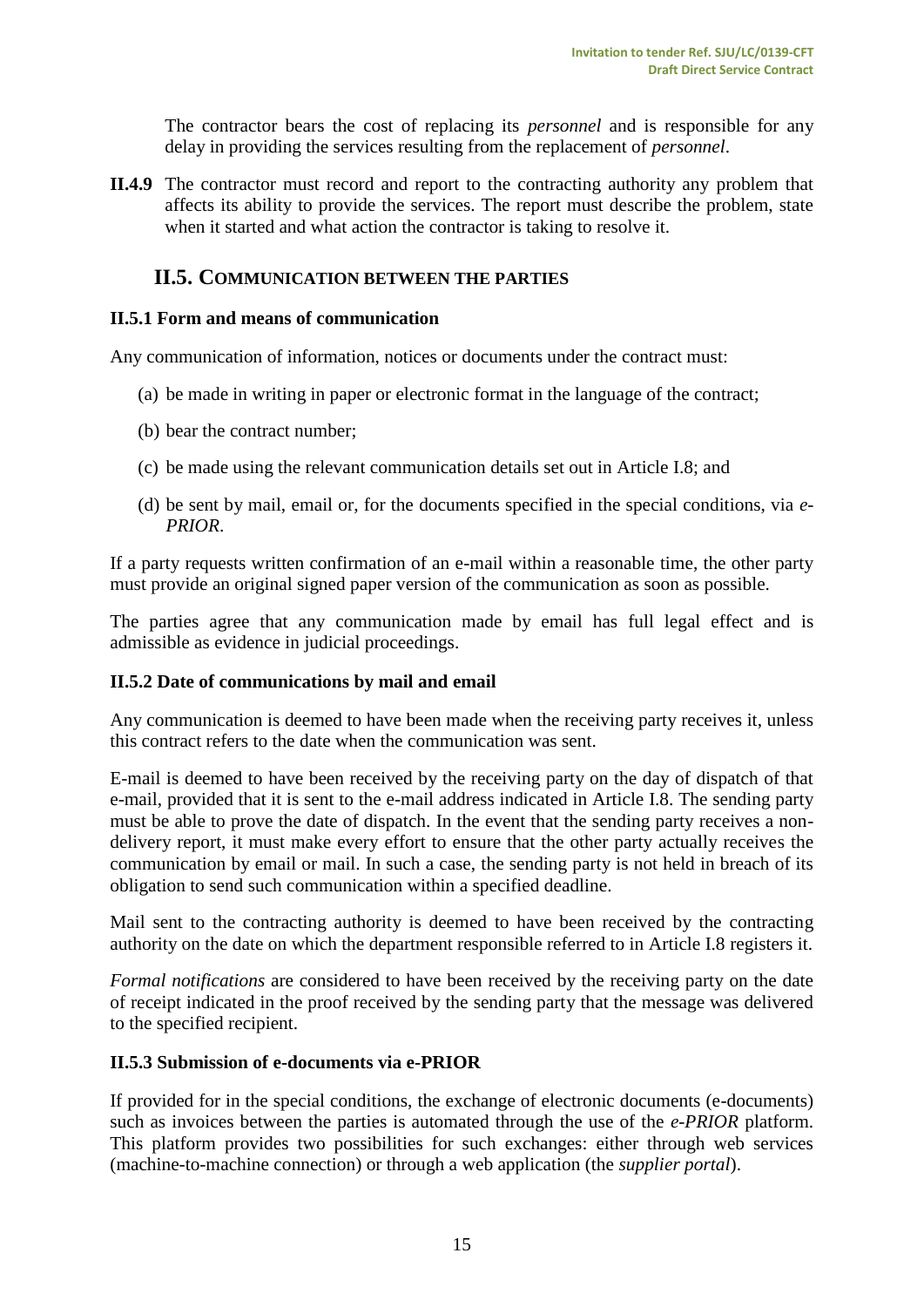The contractor bears the cost of replacing its *personnel* and is responsible for any delay in providing the services resulting from the replacement of *personnel*.

**II.4.9** The contractor must record and report to the contracting authority any problem that affects its ability to provide the services. The report must describe the problem, state when it started and what action the contractor is taking to resolve it.

## II.5. COMMUNICATION BETWEEN THE PARTIES

### II.5.1 Form and means of communication

Any communication of information, notices or documents under the contract must:

(a) be made in writing in paper or electronic format in the language of the contract;

(b) bear the contract number;

(c) be made using the relevant communication details set out in Article I.8; and

(d) be sent by mail, email or, for the documents specified in the special conditions, via *e-PRIOR*.

If a party requests written confirmation of an e-mail within a reasonable time, the other party must provide an original signed paper version of the communication as soon as possible.

The parties agree that any communication made by email has full legal effect and is admissible as evidence in judicial proceedings.

### II.5.2 Date of communications by mail and email

Any communication is deemed to have been made when the receiving party receives it, unless this contract refers to the date when the communication was sent.

E-mail is deemed to have been received by the receiving party on the day of dispatch of that e-mail, provided that it is sent to the e-mail address indicated in Article I.8. The sending party must be able to prove the date of dispatch. In the event that the sending party receives a non-delivery report, it must make every effort to ensure that the other party actually receives the communication by email or mail. In such a case, the sending party is not held in breach of its obligation to send such communication within a specified deadline.

Mail sent to the contracting authority is deemed to have been received by the contracting authority on the date on which the department responsible referred to in Article I.8 registers it.

*Formal notifications* are considered to have been received by the receiving party on the date of receipt indicated in the proof received by the sending party that the message was delivered to the specified recipient.

### II.5.3 Submission of e-documents via e-PRIOR

If provided for in the special conditions, the exchange of electronic documents (e-documents) such as invoices between the parties is automated through the use of the *e-PRIOR* platform. This platform provides two possibilities for such exchanges: either through web services (machine-to-machine connection) or through a web application (the *supplier portal*).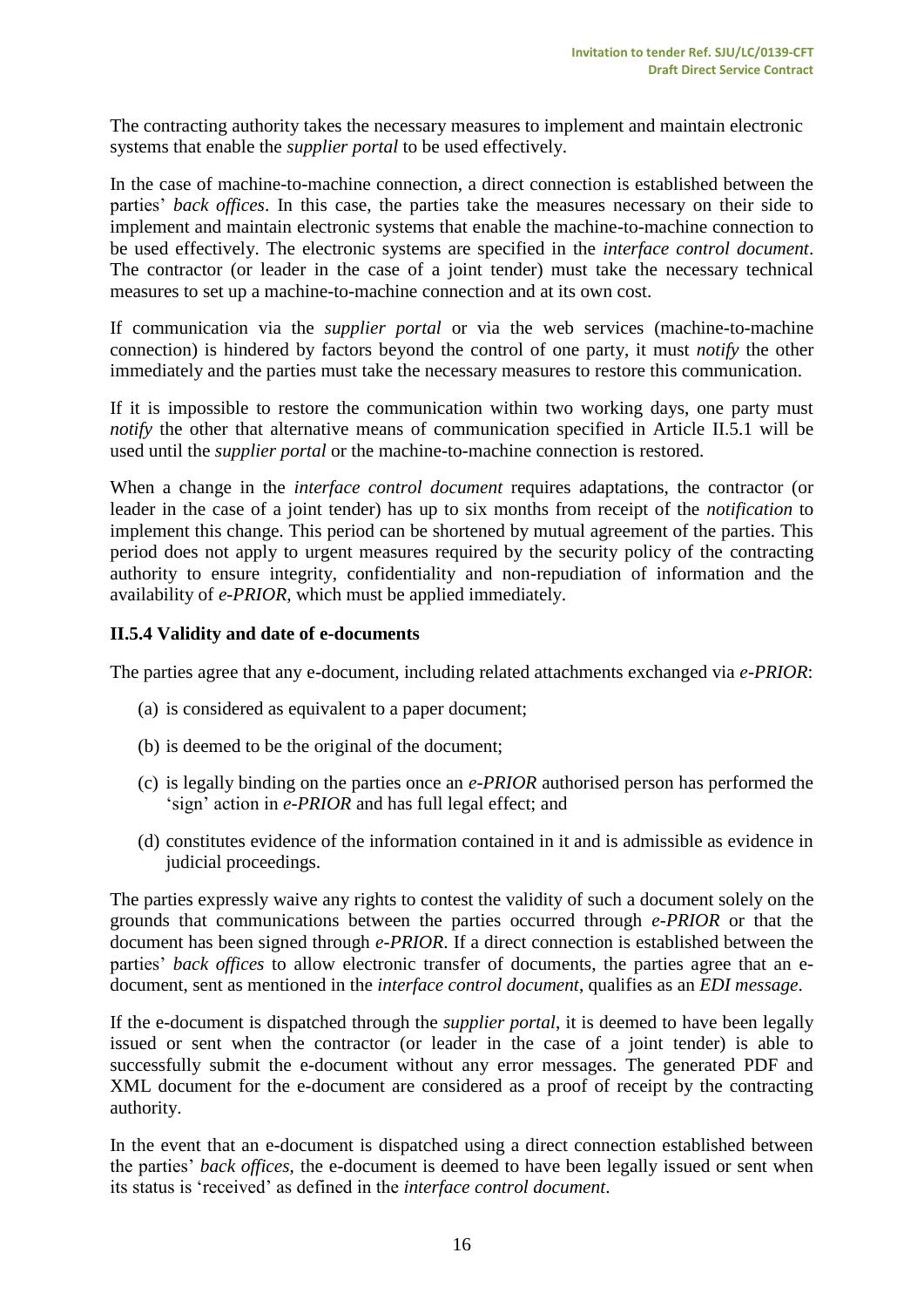The contracting authority takes the necessary measures to implement and maintain electronic systems that enable the *supplier portal* to be used effectively.

In the case of machine-to-machine connection, a direct connection is established between the parties' *back offices*. In this case, the parties take the measures necessary on their side to implement and maintain electronic systems that enable the machine-to-machine connection to be used effectively. The electronic systems are specified in the *interface control document*. The contractor (or leader in the case of a joint tender) must take the necessary technical measures to set up a machine-to-machine connection and at its own cost.

If communication via the *supplier portal* or via the web services (machine-to-machine connection) is hindered by factors beyond the control of one party, it must *notify* the other immediately and the parties must take the necessary measures to restore this communication.

If it is impossible to restore the communication within two working days, one party must *notify* the other that alternative means of communication specified in Article II.5.1 will be used until the *supplier portal* or the machine-to-machine connection is restored.

When a change in the *interface control document* requires adaptations, the contractor (or leader in the case of a joint tender) has up to six months from receipt of the *notification* to implement this change. This period can be shortened by mutual agreement of the parties. This period does not apply to urgent measures required by the security policy of the contracting authority to ensure integrity, confidentiality and non-repudiation of information and the availability of *e-PRIOR*, which must be applied immediately.

### II.5.4 Validity and date of e-documents

The parties agree that any e-document, including related attachments exchanged via *e-PRIOR*:

(a) is considered as equivalent to a paper document;

(b) is deemed to be the original of the document;

(c) is legally binding on the parties once an *e-PRIOR* authorised person has performed the 'sign' action in *e-PRIOR* and has full legal effect; and

(d) constitutes evidence of the information contained in it and is admissible as evidence in judicial proceedings.

The parties expressly waive any rights to contest the validity of such a document solely on the grounds that communications between the parties occurred through *e-PRIOR* or that the document has been signed through *e-PRIOR*. If a direct connection is established between the parties' *back offices* to allow electronic transfer of documents, the parties agree that an e-document, sent as mentioned in the *interface control document*, qualifies as an *EDI message*.

If the e-document is dispatched through the *supplier portal*, it is deemed to have been legally issued or sent when the contractor (or leader in the case of a joint tender) is able to successfully submit the e-document without any error messages. The generated PDF and XML document for the e-document are considered as a proof of receipt by the contracting authority.

In the event that an e-document is dispatched using a direct connection established between the parties' *back offices*, the e-document is deemed to have been legally issued or sent when its status is 'received' as defined in the *interface control document*.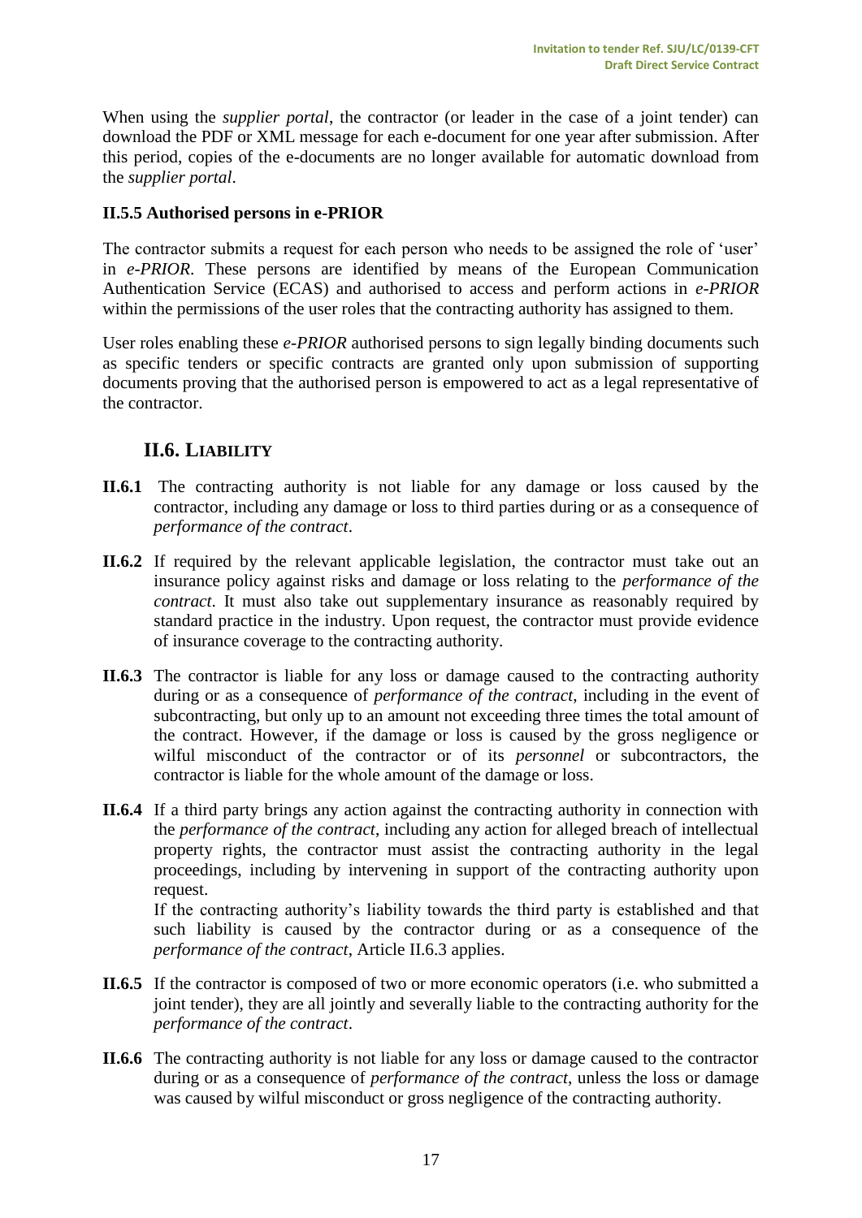When using the *supplier portal*, the contractor (or leader in the case of a joint tender) can download the PDF or XML message for each e-document for one year after submission. After this period, copies of the e-documents are no longer available for automatic download from the *supplier portal*.

**II.5.5 Authorised persons in e-PRIOR**

The contractor submits a request for each person who needs to be assigned the role of 'user' in *e-PRIOR*. These persons are identified by means of the European Communication Authentication Service (ECAS) and authorised to access and perform actions in *e-PRIOR* within the permissions of the user roles that the contracting authority has assigned to them.

User roles enabling these *e-PRIOR* authorised persons to sign legally binding documents such as specific tenders or specific contracts are granted only upon submission of supporting documents proving that the authorised person is empowered to act as a legal representative of the contractor.

## II.6. LIABILITY

**II.6.1** The contracting authority is not liable for any damage or loss caused by the contractor, including any damage or loss to third parties during or as a consequence of *performance of the contract*.

**II.6.2** If required by the relevant applicable legislation, the contractor must take out an insurance policy against risks and damage or loss relating to the *performance of the contract*. It must also take out supplementary insurance as reasonably required by standard practice in the industry. Upon request, the contractor must provide evidence of insurance coverage to the contracting authority.

**II.6.3** The contractor is liable for any loss or damage caused to the contracting authority during or as a consequence of *performance of the contract*, including in the event of subcontracting, but only up to an amount not exceeding three times the total amount of the contract. However, if the damage or loss is caused by the gross negligence or wilful misconduct of the contractor or of its *personnel* or subcontractors, the contractor is liable for the whole amount of the damage or loss.

**II.6.4** If a third party brings any action against the contracting authority in connection with the *performance of the contract*, including any action for alleged breach of intellectual property rights, the contractor must assist the contracting authority in the legal proceedings, including by intervening in support of the contracting authority upon request.
If the contracting authority's liability towards the third party is established and that such liability is caused by the contractor during or as a consequence of the *performance of the contract*, Article II.6.3 applies.

**II.6.5** If the contractor is composed of two or more economic operators (i.e. who submitted a joint tender), they are all jointly and severally liable to the contracting authority for the *performance of the contract*.

**II.6.6** The contracting authority is not liable for any loss or damage caused to the contractor during or as a consequence of *performance of the contract*, unless the loss or damage was caused by wilful misconduct or gross negligence of the contracting authority.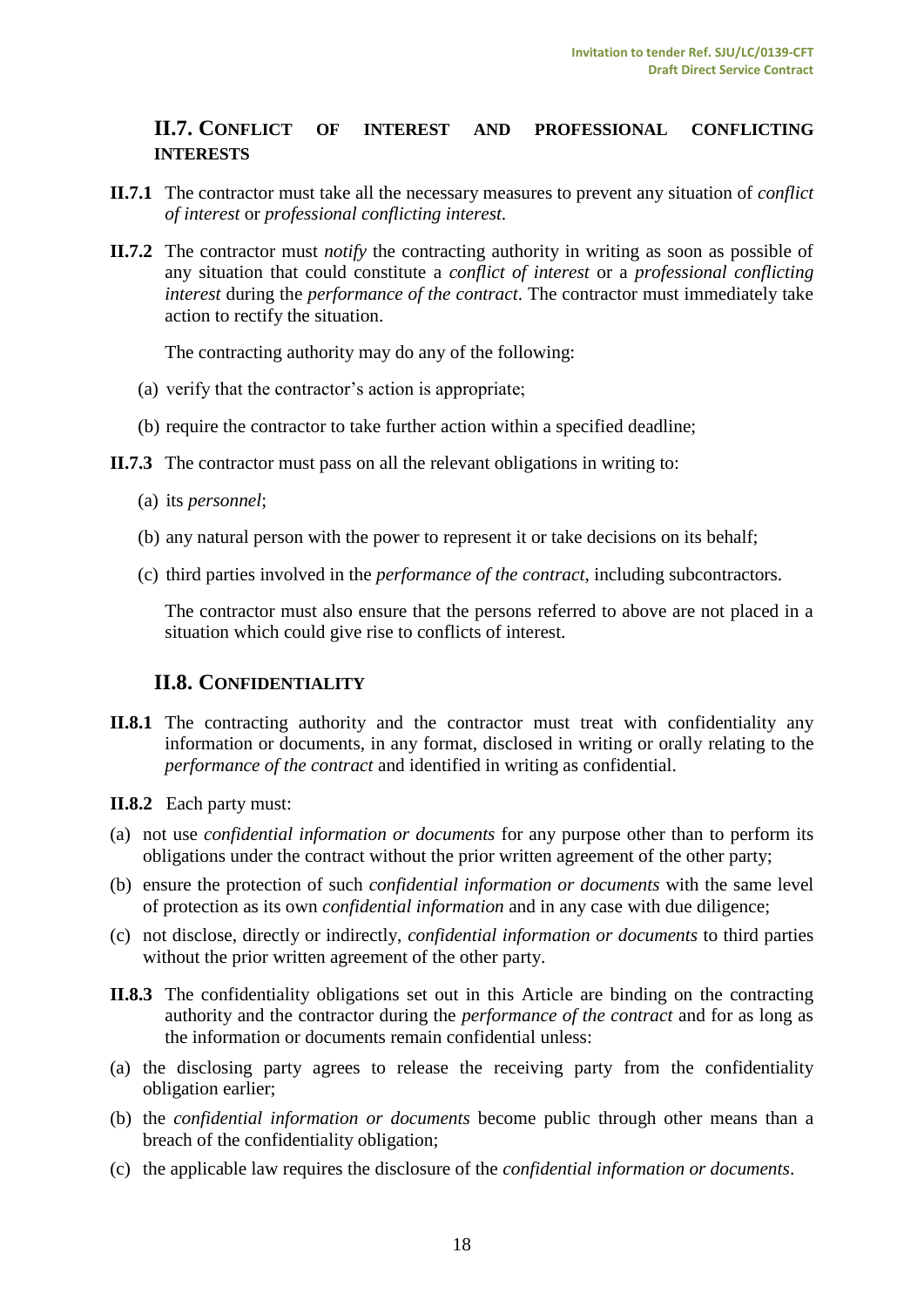## II.7. CONFLICT OF INTEREST AND PROFESSIONAL CONFLICTING INTERESTS

**II.7.1** The contractor must take all the necessary measures to prevent any situation of *conflict of interest* or *professional conflicting interest.*

**II.7.2** The contractor must *notify* the contracting authority in writing as soon as possible of any situation that could constitute a *conflict of interest* or a *professional conflicting interest* during the *performance of the contract*. The contractor must immediately take action to rectify the situation.

The contracting authority may do any of the following:

(a) verify that the contractor's action is appropriate;

(b) require the contractor to take further action within a specified deadline;

**II.7.3** The contractor must pass on all the relevant obligations in writing to:

(a) its *personnel*;

(b) any natural person with the power to represent it or take decisions on its behalf;

(c) third parties involved in the *performance of the contract*, including subcontractors.

The contractor must also ensure that the persons referred to above are not placed in a situation which could give rise to conflicts of interest.

## II.8. CONFIDENTIALITY

**II.8.1** The contracting authority and the contractor must treat with confidentiality any information or documents, in any format, disclosed in writing or orally relating to the *performance of the contract* and identified in writing as confidential.

**II.8.2** Each party must:

(a) not use *confidential information or documents* for any purpose other than to perform its obligations under the contract without the prior written agreement of the other party;

(b) ensure the protection of such *confidential information or documents* with the same level of protection as its own *confidential information* and in any case with due diligence;

(c) not disclose, directly or indirectly, *confidential information or documents* to third parties without the prior written agreement of the other party.

**II.8.3** The confidentiality obligations set out in this Article are binding on the contracting authority and the contractor during the *performance of the contract* and for as long as the information or documents remain confidential unless:

(a) the disclosing party agrees to release the receiving party from the confidentiality obligation earlier;

(b) the *confidential information or documents* become public through other means than a breach of the confidentiality obligation;

(c) the applicable law requires the disclosure of the *confidential information or documents*.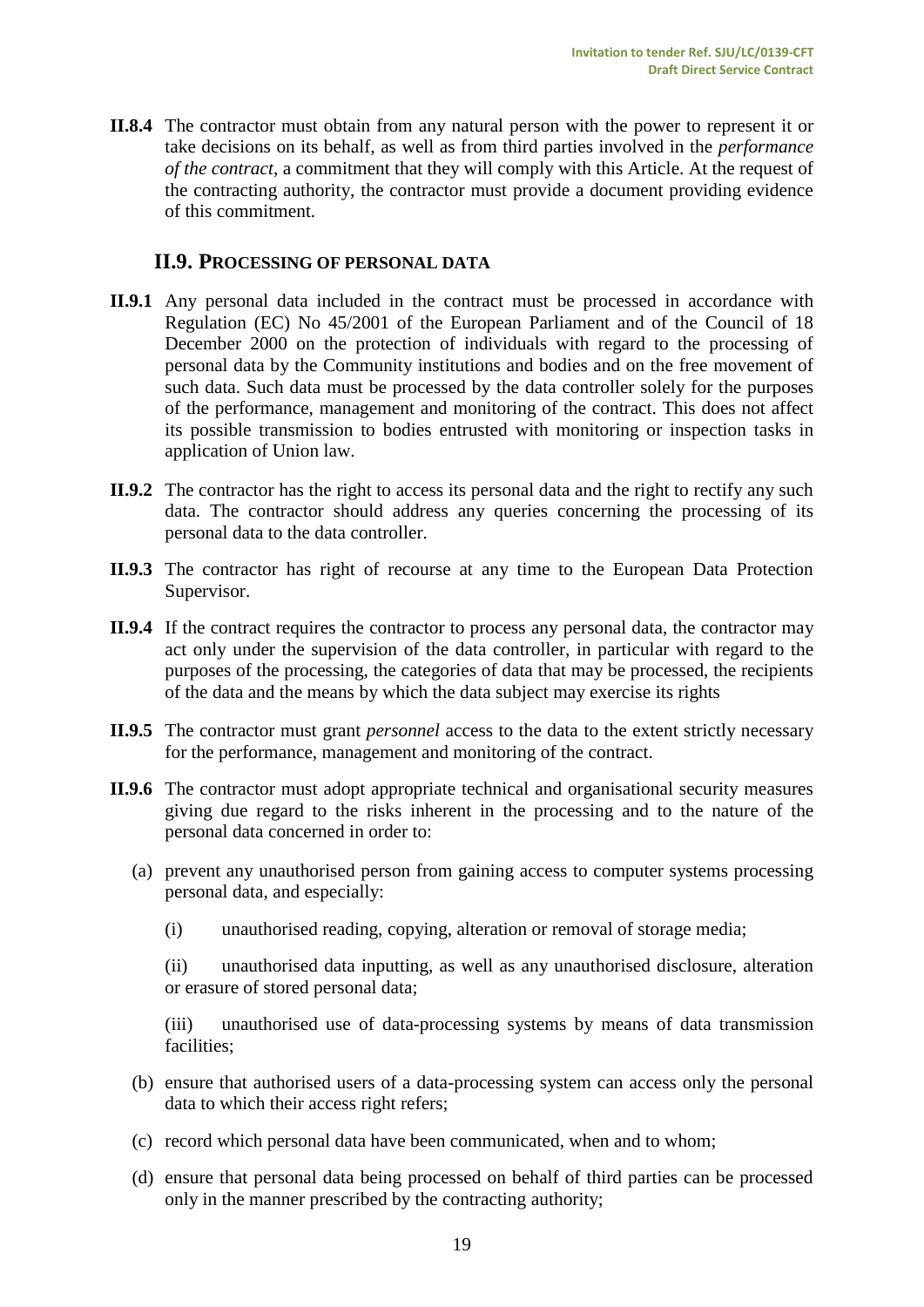**II.8.4** The contractor must obtain from any natural person with the power to represent it or take decisions on its behalf, as well as from third parties involved in the *performance of the contract*, a commitment that they will comply with this Article. At the request of the contracting authority, the contractor must provide a document providing evidence of this commitment.

## II.9. PROCESSING OF PERSONAL DATA

**II.9.1** Any personal data included in the contract must be processed in accordance with Regulation (EC) No 45/2001 of the European Parliament and of the Council of 18 December 2000 on the protection of individuals with regard to the processing of personal data by the Community institutions and bodies and on the free movement of such data. Such data must be processed by the data controller solely for the purposes of the performance, management and monitoring of the contract. This does not affect its possible transmission to bodies entrusted with monitoring or inspection tasks in application of Union law.

**II.9.2** The contractor has the right to access its personal data and the right to rectify any such data. The contractor should address any queries concerning the processing of its personal data to the data controller.

**II.9.3** The contractor has right of recourse at any time to the European Data Protection Supervisor.

**II.9.4** If the contract requires the contractor to process any personal data, the contractor may act only under the supervision of the data controller, in particular with regard to the purposes of the processing, the categories of data that may be processed, the recipients of the data and the means by which the data subject may exercise its rights

**II.9.5** The contractor must grant *personnel* access to the data to the extent strictly necessary for the performance, management and monitoring of the contract.

**II.9.6** The contractor must adopt appropriate technical and organisational security measures giving due regard to the risks inherent in the processing and to the nature of the personal data concerned in order to:

(a) prevent any unauthorised person from gaining access to computer systems processing personal data, and especially:

(i) unauthorised reading, copying, alteration or removal of storage media;

(ii) unauthorised data inputting, as well as any unauthorised disclosure, alteration or erasure of stored personal data;

(iii) unauthorised use of data-processing systems by means of data transmission facilities;

(b) ensure that authorised users of a data-processing system can access only the personal data to which their access right refers;

(c) record which personal data have been communicated, when and to whom;

(d) ensure that personal data being processed on behalf of third parties can be processed only in the manner prescribed by the contracting authority;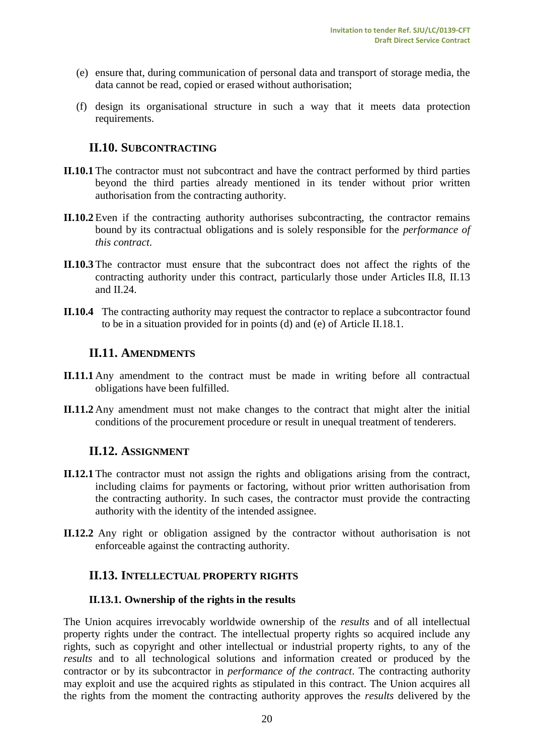(e) ensure that, during communication of personal data and transport of storage media, the data cannot be read, copied or erased without authorisation;

(f) design its organisational structure in such a way that it meets data protection requirements.

## II.10. SUBCONTRACTING

**II.10.1** The contractor must not subcontract and have the contract performed by third parties beyond the third parties already mentioned in its tender without prior written authorisation from the contracting authority.

**II.10.2** Even if the contracting authority authorises subcontracting, the contractor remains bound by its contractual obligations and is solely responsible for the *performance of this contract*.

**II.10.3** The contractor must ensure that the subcontract does not affect the rights of the contracting authority under this contract, particularly those under Articles II.8, II.13 and II.24.

**II.10.4** The contracting authority may request the contractor to replace a subcontractor found to be in a situation provided for in points (d) and (e) of Article II.18.1.

## II.11. AMENDMENTS

**II.11.1** Any amendment to the contract must be made in writing before all contractual obligations have been fulfilled.

**II.11.2** Any amendment must not make changes to the contract that might alter the initial conditions of the procurement procedure or result in unequal treatment of tenderers.

## II.12. ASSIGNMENT

**II.12.1** The contractor must not assign the rights and obligations arising from the contract, including claims for payments or factoring, without prior written authorisation from the contracting authority. In such cases, the contractor must provide the contracting authority with the identity of the intended assignee.

**II.12.2** Any right or obligation assigned by the contractor without authorisation is not enforceable against the contracting authority.

## II.13. INTELLECTUAL PROPERTY RIGHTS

### II.13.1. Ownership of the rights in the results

The Union acquires irrevocably worldwide ownership of the *results* and of all intellectual property rights under the contract. The intellectual property rights so acquired include any rights, such as copyright and other intellectual or industrial property rights, to any of the *results* and to all technological solutions and information created or produced by the contractor or by its subcontractor in *performance of the contract*. The contracting authority may exploit and use the acquired rights as stipulated in this contract. The Union acquires all the rights from the moment the contracting authority approves the *results* delivered by the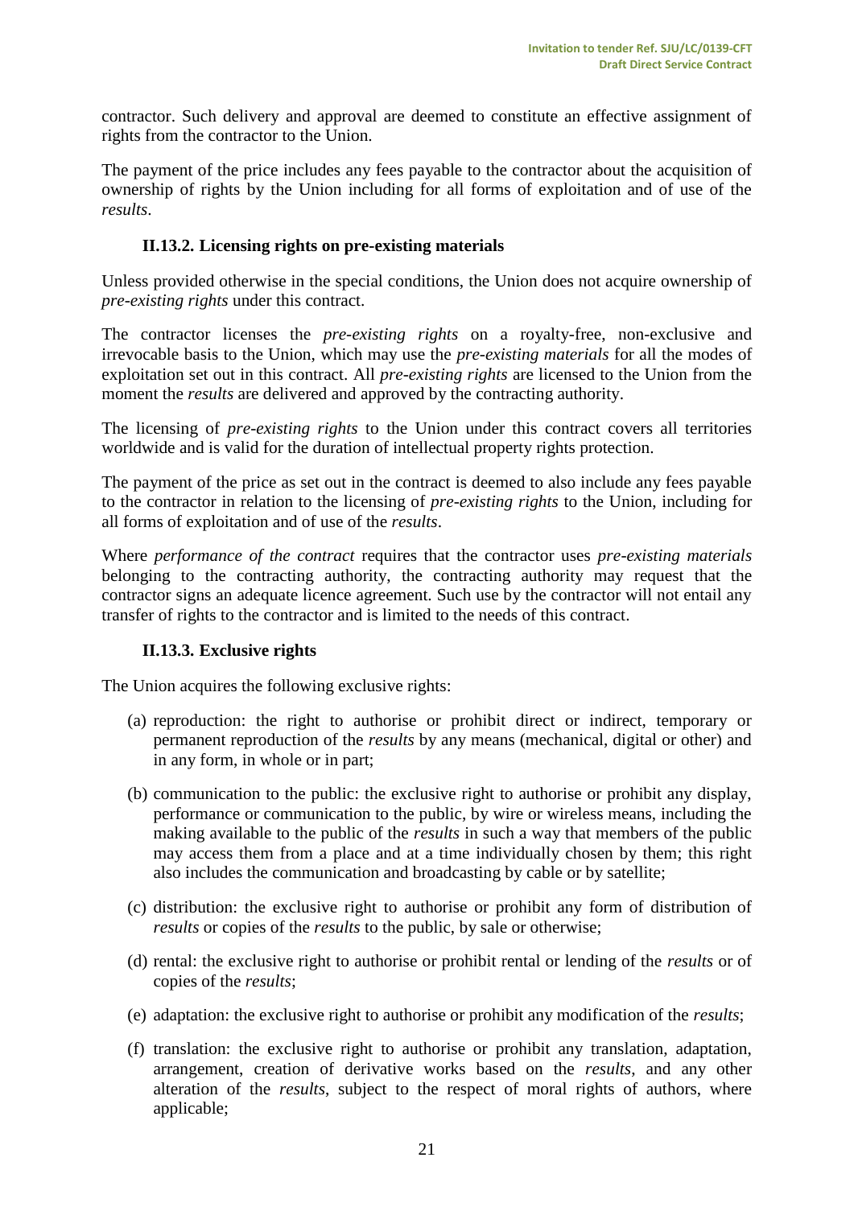contractor. Such delivery and approval are deemed to constitute an effective assignment of rights from the contractor to the Union.

The payment of the price includes any fees payable to the contractor about the acquisition of ownership of rights by the Union including for all forms of exploitation and of use of the *results*.

### II.13.2. Licensing rights on pre-existing materials

Unless provided otherwise in the special conditions, the Union does not acquire ownership of *pre-existing rights* under this contract.

The contractor licenses the *pre-existing rights* on a royalty-free, non-exclusive and irrevocable basis to the Union, which may use the *pre-existing materials* for all the modes of exploitation set out in this contract. All *pre-existing rights* are licensed to the Union from the moment the *results* are delivered and approved by the contracting authority.

The licensing of *pre-existing rights* to the Union under this contract covers all territories worldwide and is valid for the duration of intellectual property rights protection.

The payment of the price as set out in the contract is deemed to also include any fees payable to the contractor in relation to the licensing of *pre-existing rights* to the Union, including for all forms of exploitation and of use of the *results*.

Where *performance of the contract* requires that the contractor uses *pre-existing materials* belonging to the contracting authority, the contracting authority may request that the contractor signs an adequate licence agreement. Such use by the contractor will not entail any transfer of rights to the contractor and is limited to the needs of this contract.

### II.13.3. Exclusive rights

The Union acquires the following exclusive rights:

(a) reproduction: the right to authorise or prohibit direct or indirect, temporary or permanent reproduction of the *results* by any means (mechanical, digital or other) and in any form, in whole or in part;

(b) communication to the public: the exclusive right to authorise or prohibit any display, performance or communication to the public, by wire or wireless means, including the making available to the public of the *results* in such a way that members of the public may access them from a place and at a time individually chosen by them; this right also includes the communication and broadcasting by cable or by satellite;

(c) distribution: the exclusive right to authorise or prohibit any form of distribution of *results* or copies of the *results* to the public, by sale or otherwise;

(d) rental: the exclusive right to authorise or prohibit rental or lending of the *results* or of copies of the *results*;

(e) adaptation: the exclusive right to authorise or prohibit any modification of the *results*;

(f) translation: the exclusive right to authorise or prohibit any translation, adaptation, arrangement, creation of derivative works based on the *results*, and any other alteration of the *results*, subject to the respect of moral rights of authors, where applicable;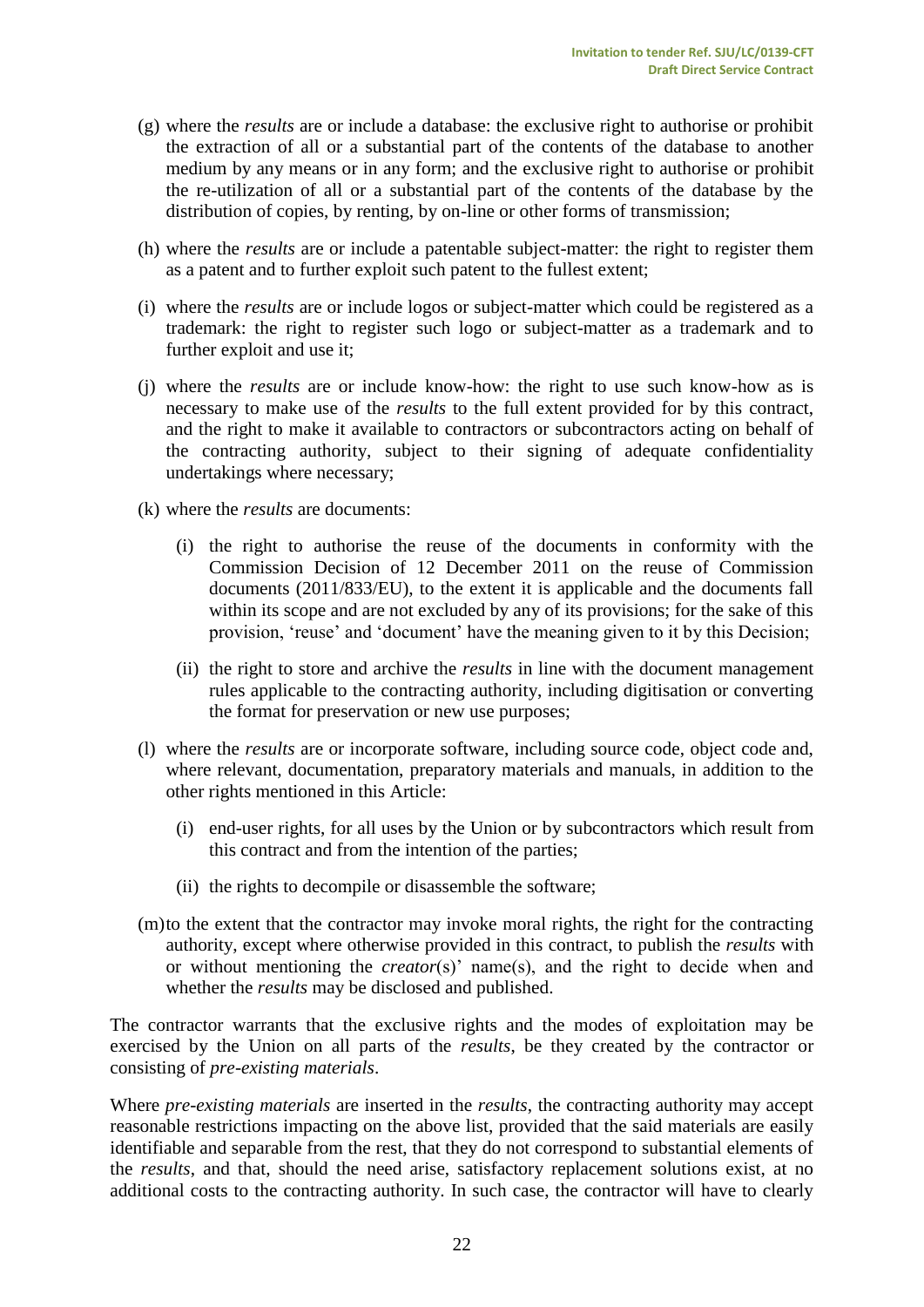(g) where the *results* are or include a database: the exclusive right to authorise or prohibit the extraction of all or a substantial part of the contents of the database to another medium by any means or in any form; and the exclusive right to authorise or prohibit the re-utilization of all or a substantial part of the contents of the database by the distribution of copies, by renting, by on-line or other forms of transmission;

(h) where the *results* are or include a patentable subject-matter: the right to register them as a patent and to further exploit such patent to the fullest extent;

(i) where the *results* are or include logos or subject-matter which could be registered as a trademark: the right to register such logo or subject-matter as a trademark and to further exploit and use it;

(j) where the *results* are or include know-how: the right to use such know-how as is necessary to make use of the *results* to the full extent provided for by this contract, and the right to make it available to contractors or subcontractors acting on behalf of the contracting authority, subject to their signing of adequate confidentiality undertakings where necessary;

(k) where the *results* are documents:

  (i) the right to authorise the reuse of the documents in conformity with the Commission Decision of 12 December 2011 on the reuse of Commission documents (2011/833/EU), to the extent it is applicable and the documents fall within its scope and are not excluded by any of its provisions; for the sake of this provision, 'reuse' and 'document' have the meaning given to it by this Decision;

  (ii) the right to store and archive the *results* in line with the document management rules applicable to the contracting authority, including digitisation or converting the format for preservation or new use purposes;

(l) where the *results* are or incorporate software, including source code, object code and, where relevant, documentation, preparatory materials and manuals, in addition to the other rights mentioned in this Article:

  (i) end-user rights, for all uses by the Union or by subcontractors which result from this contract and from the intention of the parties;

  (ii) the rights to decompile or disassemble the software;

(m) to the extent that the contractor may invoke moral rights, the right for the contracting authority, except where otherwise provided in this contract, to publish the *results* with or without mentioning the *creator*(s)' name(s), and the right to decide when and whether the *results* may be disclosed and published.

The contractor warrants that the exclusive rights and the modes of exploitation may be exercised by the Union on all parts of the *results*, be they created by the contractor or consisting of *pre-existing materials*.

Where *pre-existing materials* are inserted in the *results*, the contracting authority may accept reasonable restrictions impacting on the above list, provided that the said materials are easily identifiable and separable from the rest, that they do not correspond to substantial elements of the *results*, and that, should the need arise, satisfactory replacement solutions exist, at no additional costs to the contracting authority. In such case, the contractor will have to clearly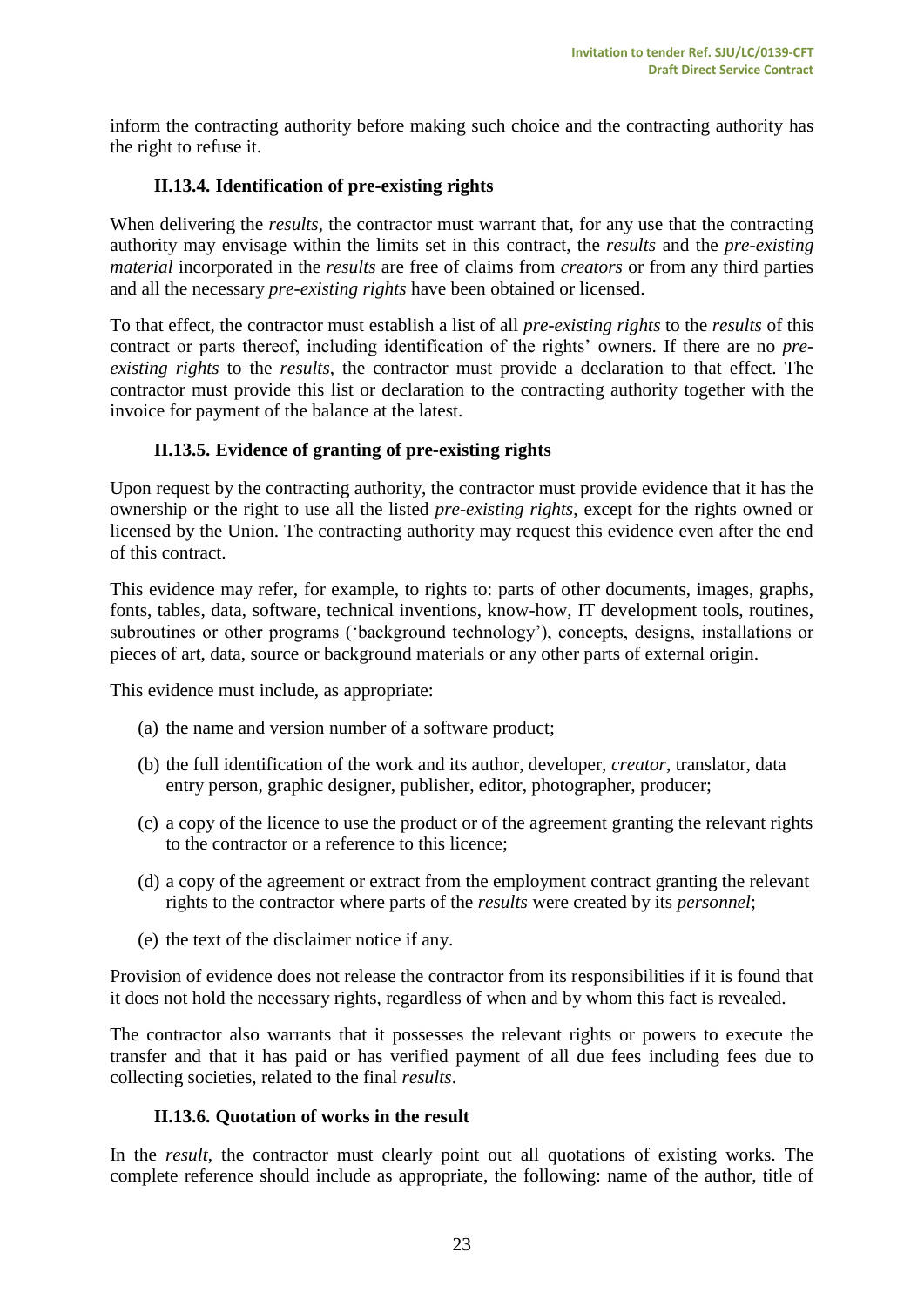inform the contracting authority before making such choice and the contracting authority has the right to refuse it.

### II.13.4. Identification of pre-existing rights

When delivering the *results*, the contractor must warrant that, for any use that the contracting authority may envisage within the limits set in this contract, the *results* and the *pre-existing material* incorporated in the *results* are free of claims from *creators* or from any third parties and all the necessary *pre-existing rights* have been obtained or licensed.

To that effect, the contractor must establish a list of all *pre-existing rights* to the *results* of this contract or parts thereof, including identification of the rights' owners. If there are no *pre-existing rights* to the *results*, the contractor must provide a declaration to that effect. The contractor must provide this list or declaration to the contracting authority together with the invoice for payment of the balance at the latest.

### II.13.5. Evidence of granting of pre-existing rights

Upon request by the contracting authority, the contractor must provide evidence that it has the ownership or the right to use all the listed *pre-existing rights*, except for the rights owned or licensed by the Union. The contracting authority may request this evidence even after the end of this contract.

This evidence may refer, for example, to rights to: parts of other documents, images, graphs, fonts, tables, data, software, technical inventions, know-how, IT development tools, routines, subroutines or other programs ('background technology'), concepts, designs, installations or pieces of art, data, source or background materials or any other parts of external origin.

This evidence must include, as appropriate:

(a) the name and version number of a software product;

(b) the full identification of the work and its author, developer, *creator*, translator, data entry person, graphic designer, publisher, editor, photographer, producer;

(c) a copy of the licence to use the product or of the agreement granting the relevant rights to the contractor or a reference to this licence;

(d) a copy of the agreement or extract from the employment contract granting the relevant rights to the contractor where parts of the *results* were created by its *personnel*;

(e) the text of the disclaimer notice if any.

Provision of evidence does not release the contractor from its responsibilities if it is found that it does not hold the necessary rights, regardless of when and by whom this fact is revealed.

The contractor also warrants that it possesses the relevant rights or powers to execute the transfer and that it has paid or has verified payment of all due fees including fees due to collecting societies, related to the final *results*.

### II.13.6. Quotation of works in the result

In the *result*, the contractor must clearly point out all quotations of existing works. The complete reference should include as appropriate, the following: name of the author, title of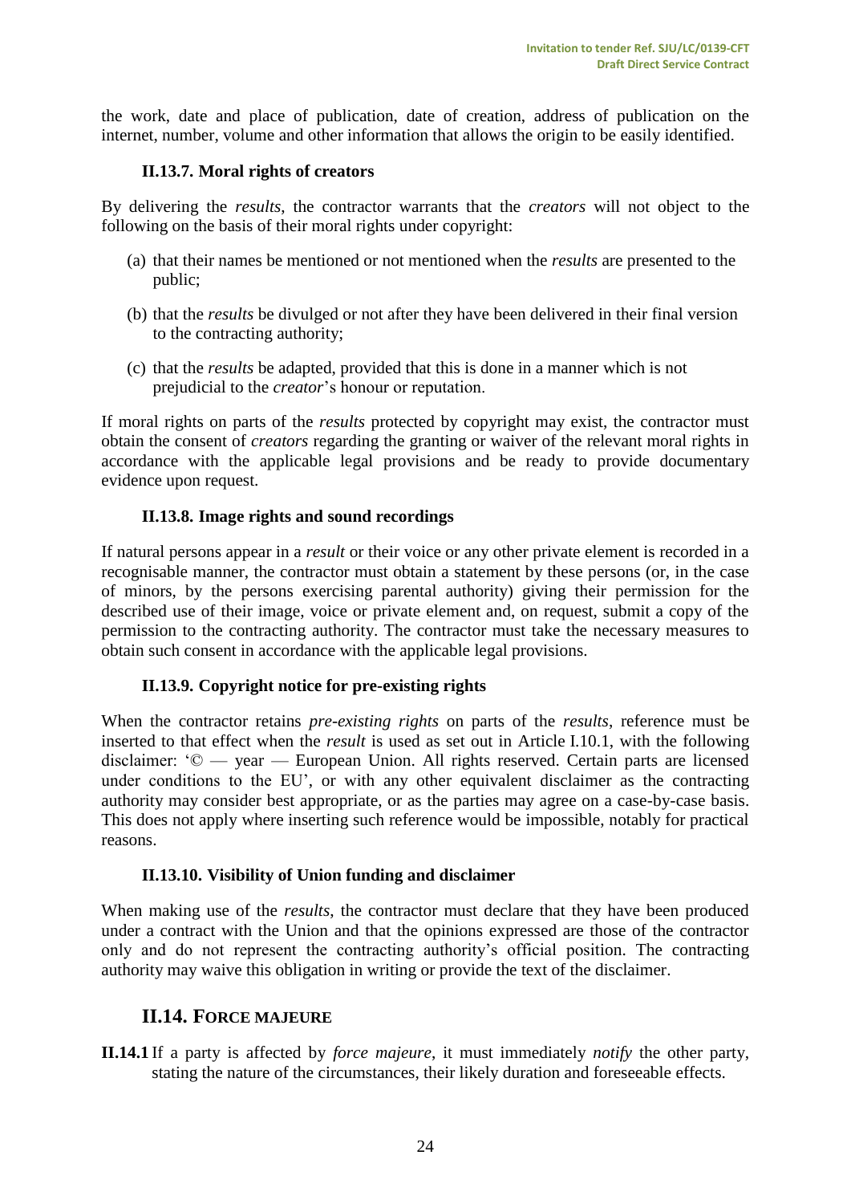the work, date and place of publication, date of creation, address of publication on the internet, number, volume and other information that allows the origin to be easily identified.

#### II.13.7. Moral rights of creators

By delivering the *results*, the contractor warrants that the *creators* will not object to the following on the basis of their moral rights under copyright:

(a) that their names be mentioned or not mentioned when the *results* are presented to the public;

(b) that the *results* be divulged or not after they have been delivered in their final version to the contracting authority;

(c) that the *results* be adapted, provided that this is done in a manner which is not prejudicial to the *creator*'s honour or reputation.

If moral rights on parts of the *results* protected by copyright may exist, the contractor must obtain the consent of *creators* regarding the granting or waiver of the relevant moral rights in accordance with the applicable legal provisions and be ready to provide documentary evidence upon request.

#### II.13.8. Image rights and sound recordings

If natural persons appear in a *result* or their voice or any other private element is recorded in a recognisable manner, the contractor must obtain a statement by these persons (or, in the case of minors, by the persons exercising parental authority) giving their permission for the described use of their image, voice or private element and, on request, submit a copy of the permission to the contracting authority. The contractor must take the necessary measures to obtain such consent in accordance with the applicable legal provisions.

#### II.13.9. Copyright notice for pre-existing rights

When the contractor retains *pre-existing rights* on parts of the *results*, reference must be inserted to that effect when the *result* is used as set out in Article I.10.1, with the following disclaimer: '© — year — European Union. All rights reserved. Certain parts are licensed under conditions to the EU', or with any other equivalent disclaimer as the contracting authority may consider best appropriate, or as the parties may agree on a case-by-case basis. This does not apply where inserting such reference would be impossible, notably for practical reasons.

#### II.13.10. Visibility of Union funding and disclaimer

When making use of the *results*, the contractor must declare that they have been produced under a contract with the Union and that the opinions expressed are those of the contractor only and do not represent the contracting authority's official position. The contracting authority may waive this obligation in writing or provide the text of the disclaimer.

### II.14. FORCE MAJEURE

**II.14.1** If a party is affected by *force majeure*, it must immediately *notify* the other party, stating the nature of the circumstances, their likely duration and foreseeable effects.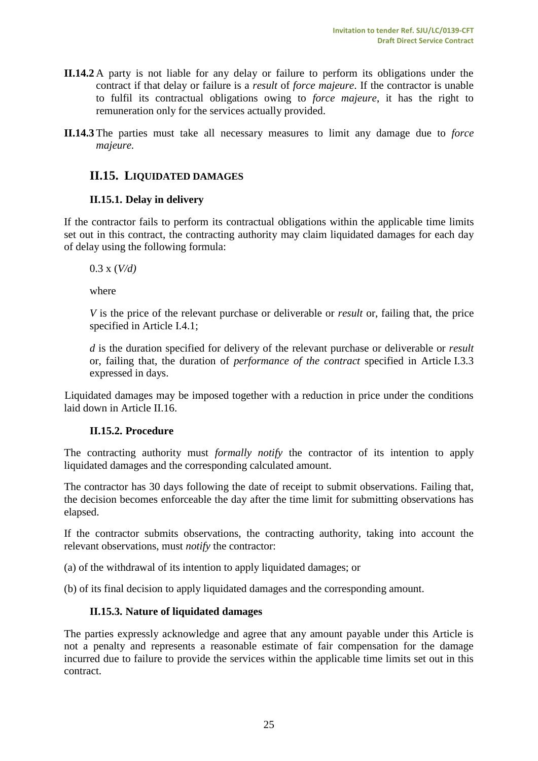**II.14.2** A party is not liable for any delay or failure to perform its obligations under the contract if that delay or failure is a *result* of *force majeure*. If the contractor is unable to fulfil its contractual obligations owing to *force majeure*, it has the right to remuneration only for the services actually provided.

**II.14.3** The parties must take all necessary measures to limit any damage due to *force majeure.*

## II.15. LIQUIDATED DAMAGES

### II.15.1. Delay in delivery

If the contractor fails to perform its contractual obligations within the applicable time limits set out in this contract, the contracting authority may claim liquidated damages for each day of delay using the following formula:

$0.3 \times (V/d)$

where

$V$ is the price of the relevant purchase or deliverable or *result* or, failing that, the price specified in Article I.4.1;

$d$ is the duration specified for delivery of the relevant purchase or deliverable or *result* or, failing that, the duration of *performance of the contract* specified in Article I.3.3 expressed in days.

Liquidated damages may be imposed together with a reduction in price under the conditions laid down in Article II.16.

### II.15.2. Procedure

The contracting authority must *formally notify* the contractor of its intention to apply liquidated damages and the corresponding calculated amount.

The contractor has 30 days following the date of receipt to submit observations. Failing that, the decision becomes enforceable the day after the time limit for submitting observations has elapsed.

If the contractor submits observations, the contracting authority, taking into account the relevant observations, must *notify* the contractor:

(a) of the withdrawal of its intention to apply liquidated damages; or

(b) of its final decision to apply liquidated damages and the corresponding amount.

### II.15.3. Nature of liquidated damages

The parties expressly acknowledge and agree that any amount payable under this Article is not a penalty and represents a reasonable estimate of fair compensation for the damage incurred due to failure to provide the services within the applicable time limits set out in this contract.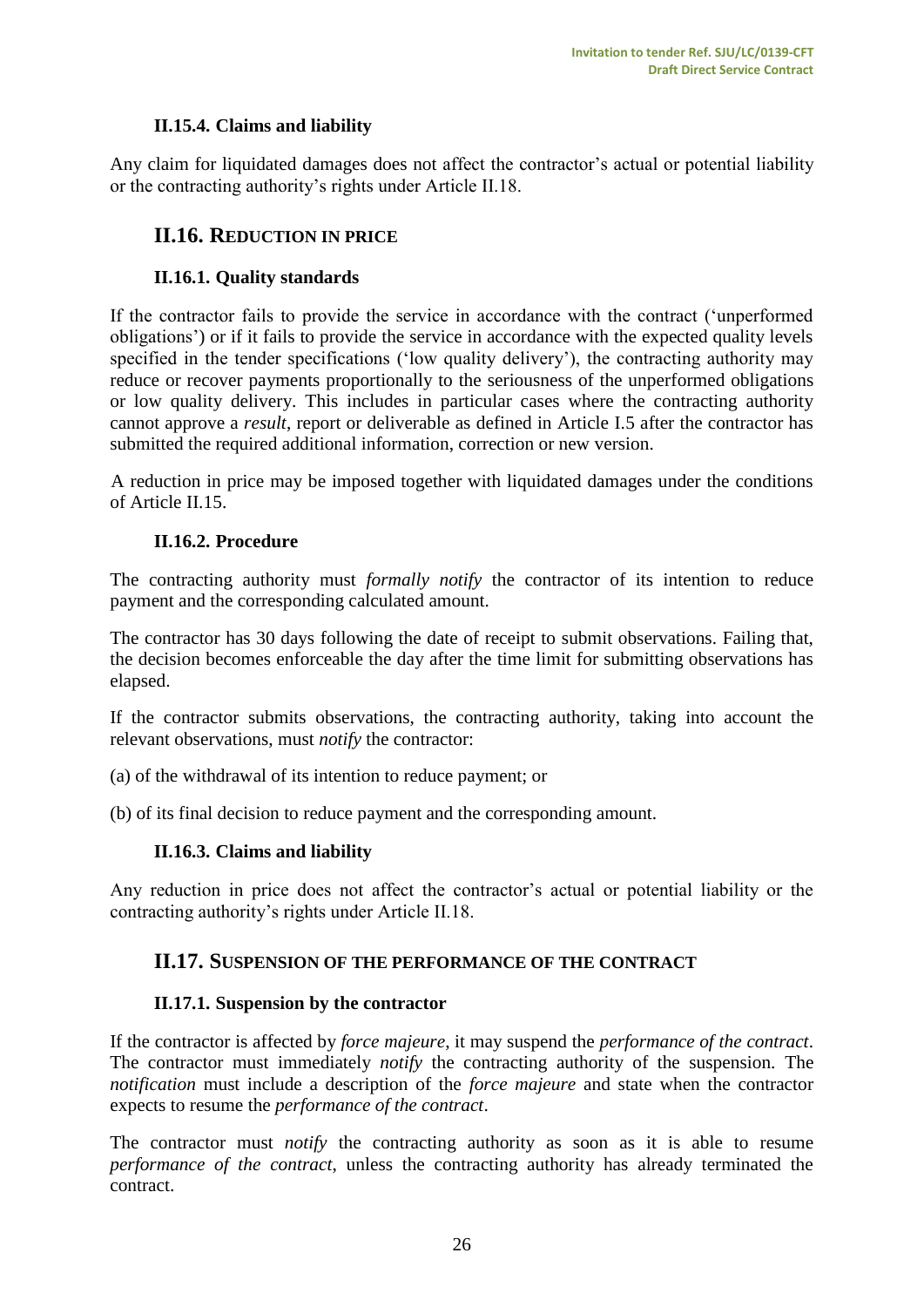#### II.15.4. Claims and liability

Any claim for liquidated damages does not affect the contractor's actual or potential liability or the contracting authority's rights under Article II.18.

### II.16. REDUCTION IN PRICE

#### II.16.1. Quality standards

If the contractor fails to provide the service in accordance with the contract ('unperformed obligations') or if it fails to provide the service in accordance with the expected quality levels specified in the tender specifications ('low quality delivery'), the contracting authority may reduce or recover payments proportionally to the seriousness of the unperformed obligations or low quality delivery. This includes in particular cases where the contracting authority cannot approve a *result*, report or deliverable as defined in Article I.5 after the contractor has submitted the required additional information, correction or new version.

A reduction in price may be imposed together with liquidated damages under the conditions of Article II.15.

#### II.16.2. Procedure

The contracting authority must *formally notify* the contractor of its intention to reduce payment and the corresponding calculated amount.

The contractor has 30 days following the date of receipt to submit observations. Failing that, the decision becomes enforceable the day after the time limit for submitting observations has elapsed.

If the contractor submits observations, the contracting authority, taking into account the relevant observations, must *notify* the contractor:

(a) of the withdrawal of its intention to reduce payment; or

(b) of its final decision to reduce payment and the corresponding amount.

#### II.16.3. Claims and liability

Any reduction in price does not affect the contractor's actual or potential liability or the contracting authority's rights under Article II.18.

### II.17. SUSPENSION OF THE PERFORMANCE OF THE CONTRACT

#### II.17.1. Suspension by the contractor

If the contractor is affected by *force majeure*, it may suspend the *performance of the contract*. The contractor must immediately *notify* the contracting authority of the suspension. The *notification* must include a description of the *force majeure* and state when the contractor expects to resume the *performance of the contract*.

The contractor must *notify* the contracting authority as soon as it is able to resume *performance of the contract*, unless the contracting authority has already terminated the contract.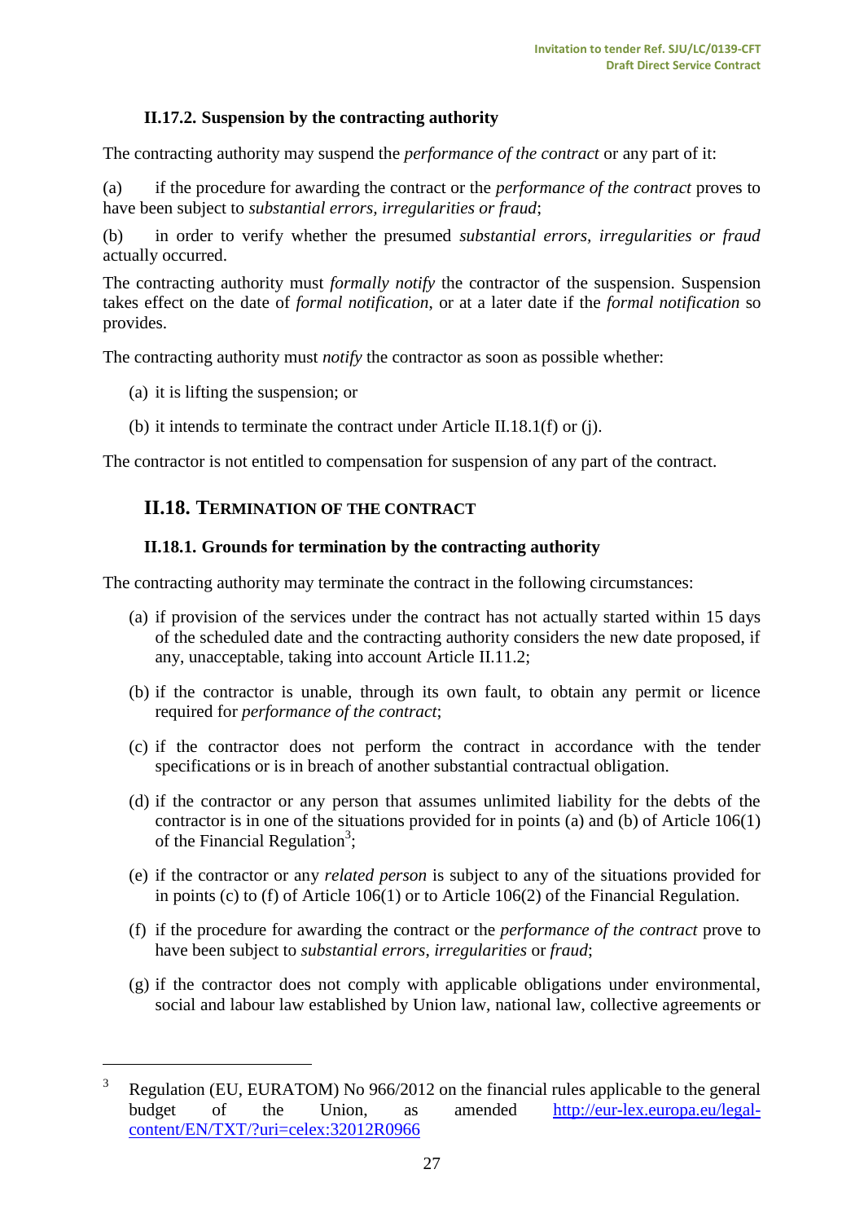#### II.17.2. Suspension by the contracting authority

The contracting authority may suspend the *performance of the contract* or any part of it:

(a) if the procedure for awarding the contract or the *performance of the contract* proves to have been subject to *substantial errors, irregularities or fraud*;

(b) in order to verify whether the presumed *substantial errors, irregularities or fraud* actually occurred.

The contracting authority must *formally notify* the contractor of the suspension. Suspension takes effect on the date of *formal notification*, or at a later date if the *formal notification* so provides.

The contracting authority must *notify* the contractor as soon as possible whether:

(a) it is lifting the suspension; or

(b) it intends to terminate the contract under Article II.18.1(f) or (j).

The contractor is not entitled to compensation for suspension of any part of the contract.

### II.18. TERMINATION OF THE CONTRACT

#### II.18.1. Grounds for termination by the contracting authority

The contracting authority may terminate the contract in the following circumstances:

(a) if provision of the services under the contract has not actually started within 15 days of the scheduled date and the contracting authority considers the new date proposed, if any, unacceptable, taking into account Article II.11.2;

(b) if the contractor is unable, through its own fault, to obtain any permit or licence required for *performance of the contract*;

(c) if the contractor does not perform the contract in accordance with the tender specifications or is in breach of another substantial contractual obligation.

(d) if the contractor or any person that assumes unlimited liability for the debts of the contractor is in one of the situations provided for in points (a) and (b) of Article 106(1) of the Financial Regulation[3];

(e) if the contractor or any *related person* is subject to any of the situations provided for in points (c) to (f) of Article 106(1) or to Article 106(2) of the Financial Regulation.

(f) if the procedure for awarding the contract or the *performance of the contract* prove to have been subject to *substantial errors*, *irregularities* or *fraud*;

(g) if the contractor does not comply with applicable obligations under environmental, social and labour law established by Union law, national law, collective agreements or

---

[3] Regulation (EU, EURATOM) No 966/2012 on the financial rules applicable to the general budget of the Union, as amended http://eur-lex.europa.eu/legal-content/EN/TXT/?uri=celex:32012R0966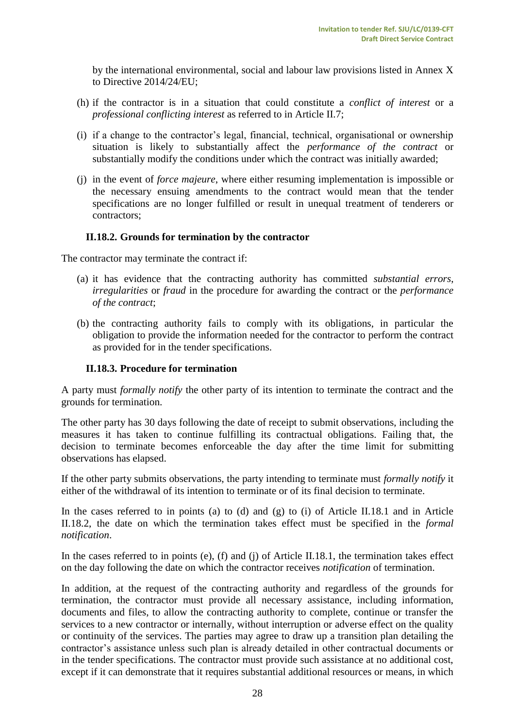by the international environmental, social and labour law provisions listed in Annex X to Directive 2014/24/EU;

(h) if the contractor is in a situation that could constitute a *conflict of interest* or a *professional conflicting interest* as referred to in Article II.7;

(i) if a change to the contractor's legal, financial, technical, organisational or ownership situation is likely to substantially affect the *performance of the contract* or substantially modify the conditions under which the contract was initially awarded;

(j) in the event of *force majeure*, where either resuming implementation is impossible or the necessary ensuing amendments to the contract would mean that the tender specifications are no longer fulfilled or result in unequal treatment of tenderers or contractors;

### II.18.2. Grounds for termination by the contractor

The contractor may terminate the contract if:

(a) it has evidence that the contracting authority has committed *substantial errors*, *irregularities* or *fraud* in the procedure for awarding the contract or the *performance of the contract*;

(b) the contracting authority fails to comply with its obligations, in particular the obligation to provide the information needed for the contractor to perform the contract as provided for in the tender specifications.

### II.18.3. Procedure for termination

A party must *formally notify* the other party of its intention to terminate the contract and the grounds for termination.

The other party has 30 days following the date of receipt to submit observations, including the measures it has taken to continue fulfilling its contractual obligations. Failing that, the decision to terminate becomes enforceable the day after the time limit for submitting observations has elapsed.

If the other party submits observations, the party intending to terminate must *formally notify* it either of the withdrawal of its intention to terminate or of its final decision to terminate.

In the cases referred to in points (a) to (d) and (g) to (i) of Article II.18.1 and in Article II.18.2, the date on which the termination takes effect must be specified in the *formal notification*.

In the cases referred to in points (e), (f) and (j) of Article II.18.1, the termination takes effect on the day following the date on which the contractor receives *notification* of termination.

In addition, at the request of the contracting authority and regardless of the grounds for termination, the contractor must provide all necessary assistance, including information, documents and files, to allow the contracting authority to complete, continue or transfer the services to a new contractor or internally, without interruption or adverse effect on the quality or continuity of the services. The parties may agree to draw up a transition plan detailing the contractor's assistance unless such plan is already detailed in other contractual documents or in the tender specifications. The contractor must provide such assistance at no additional cost, except if it can demonstrate that it requires substantial additional resources or means, in which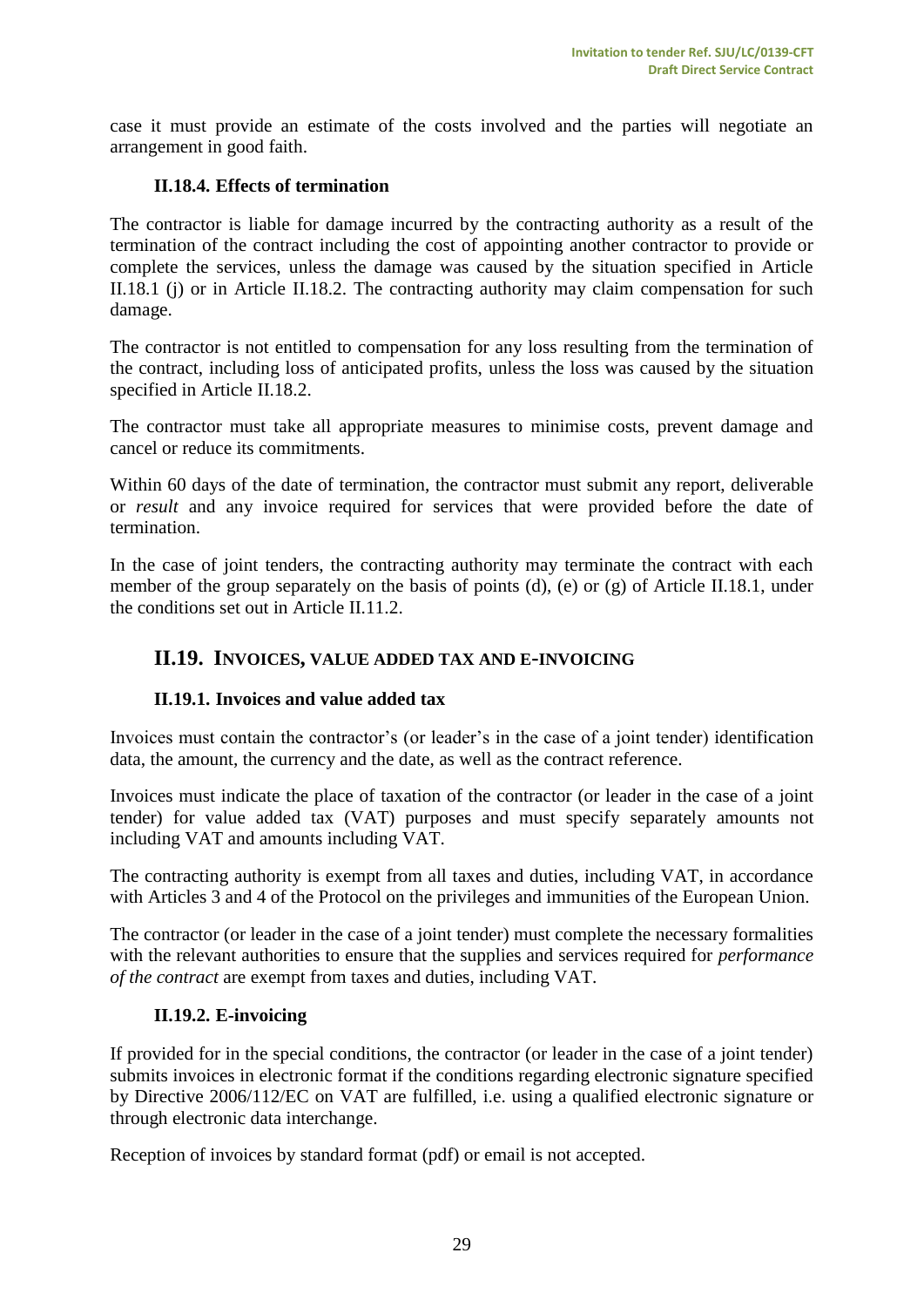case it must provide an estimate of the costs involved and the parties will negotiate an arrangement in good faith.

### II.18.4. Effects of termination

The contractor is liable for damage incurred by the contracting authority as a result of the termination of the contract including the cost of appointing another contractor to provide or complete the services, unless the damage was caused by the situation specified in Article II.18.1 (j) or in Article II.18.2. The contracting authority may claim compensation for such damage.

The contractor is not entitled to compensation for any loss resulting from the termination of the contract, including loss of anticipated profits, unless the loss was caused by the situation specified in Article II.18.2.

The contractor must take all appropriate measures to minimise costs, prevent damage and cancel or reduce its commitments.

Within 60 days of the date of termination, the contractor must submit any report, deliverable or *result* and any invoice required for services that were provided before the date of termination.

In the case of joint tenders, the contracting authority may terminate the contract with each member of the group separately on the basis of points (d), (e) or (g) of Article II.18.1, under the conditions set out in Article II.11.2.

## II.19. Invoices, value added tax and e-invoicing

### II.19.1. Invoices and value added tax

Invoices must contain the contractor's (or leader's in the case of a joint tender) identification data, the amount, the currency and the date, as well as the contract reference.

Invoices must indicate the place of taxation of the contractor (or leader in the case of a joint tender) for value added tax (VAT) purposes and must specify separately amounts not including VAT and amounts including VAT.

The contracting authority is exempt from all taxes and duties, including VAT, in accordance with Articles 3 and 4 of the Protocol on the privileges and immunities of the European Union.

The contractor (or leader in the case of a joint tender) must complete the necessary formalities with the relevant authorities to ensure that the supplies and services required for *performance of the contract* are exempt from taxes and duties, including VAT.

### II.19.2. E-invoicing

If provided for in the special conditions, the contractor (or leader in the case of a joint tender) submits invoices in electronic format if the conditions regarding electronic signature specified by Directive 2006/112/EC on VAT are fulfilled, i.e. using a qualified electronic signature or through electronic data interchange.

Reception of invoices by standard format (pdf) or email is not accepted.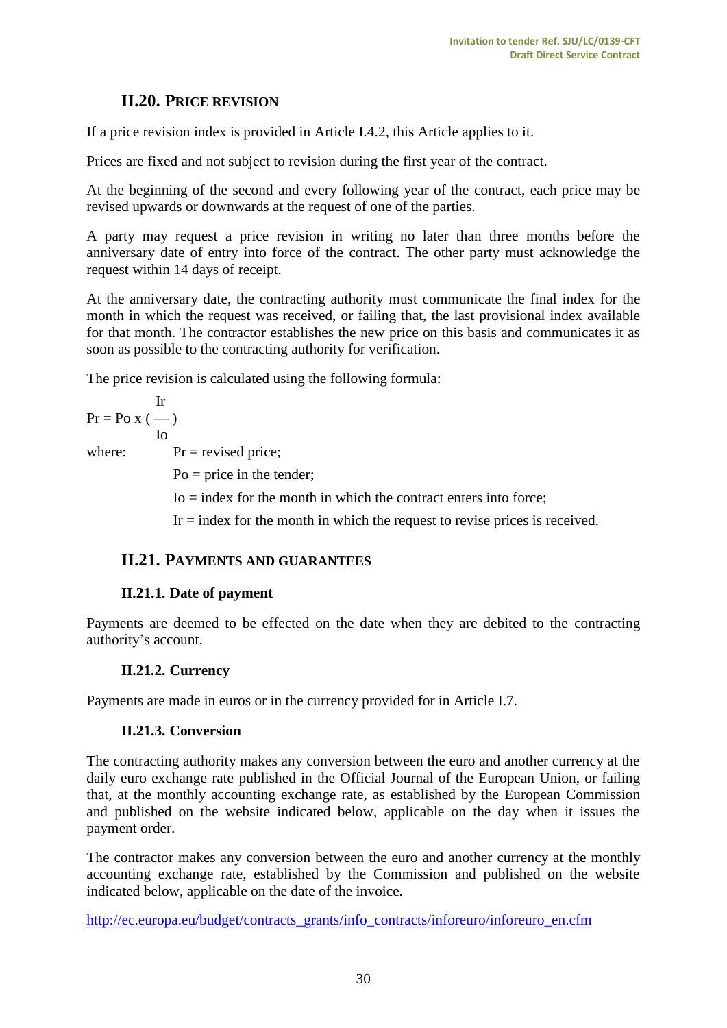## II.20. PRICE REVISION

If a price revision index is provided in Article I.4.2, this Article applies to it.

Prices are fixed and not subject to revision during the first year of the contract.

At the beginning of the second and every following year of the contract, each price may be revised upwards or downwards at the request of one of the parties.

A party may request a price revision in writing no later than three months before the anniversary date of entry into force of the contract. The other party must acknowledge the request within 14 days of receipt.

At the anniversary date, the contracting authority must communicate the final index for the month in which the request was received, or failing that, the last provisional index available for that month. The contractor establishes the new price on this basis and communicates it as soon as possible to the contracting authority for verification.

The price revision is calculated using the following formula:

$$Pr = Po \times \left( \frac{Ir}{Io} \right)$$

where:

- Pr = revised price;
- Po = price in the tender;
- Io = index for the month in which the contract enters into force;
- Ir = index for the month in which the request to revise prices is received.

## II.21. PAYMENTS AND GUARANTEES

### II.21.1. Date of payment

Payments are deemed to be effected on the date when they are debited to the contracting authority's account.

### II.21.2. Currency

Payments are made in euros or in the currency provided for in Article I.7.

### II.21.3. Conversion

The contracting authority makes any conversion between the euro and another currency at the daily euro exchange rate published in the Official Journal of the European Union, or failing that, at the monthly accounting exchange rate, as established by the European Commission and published on the website indicated below, applicable on the day when it issues the payment order.

The contractor makes any conversion between the euro and another currency at the monthly accounting exchange rate, established by the Commission and published on the website indicated below, applicable on the date of the invoice.

http://ec.europa.eu/budget/contracts_grants/info_contracts/inforeuro/inforeuro_en.cfm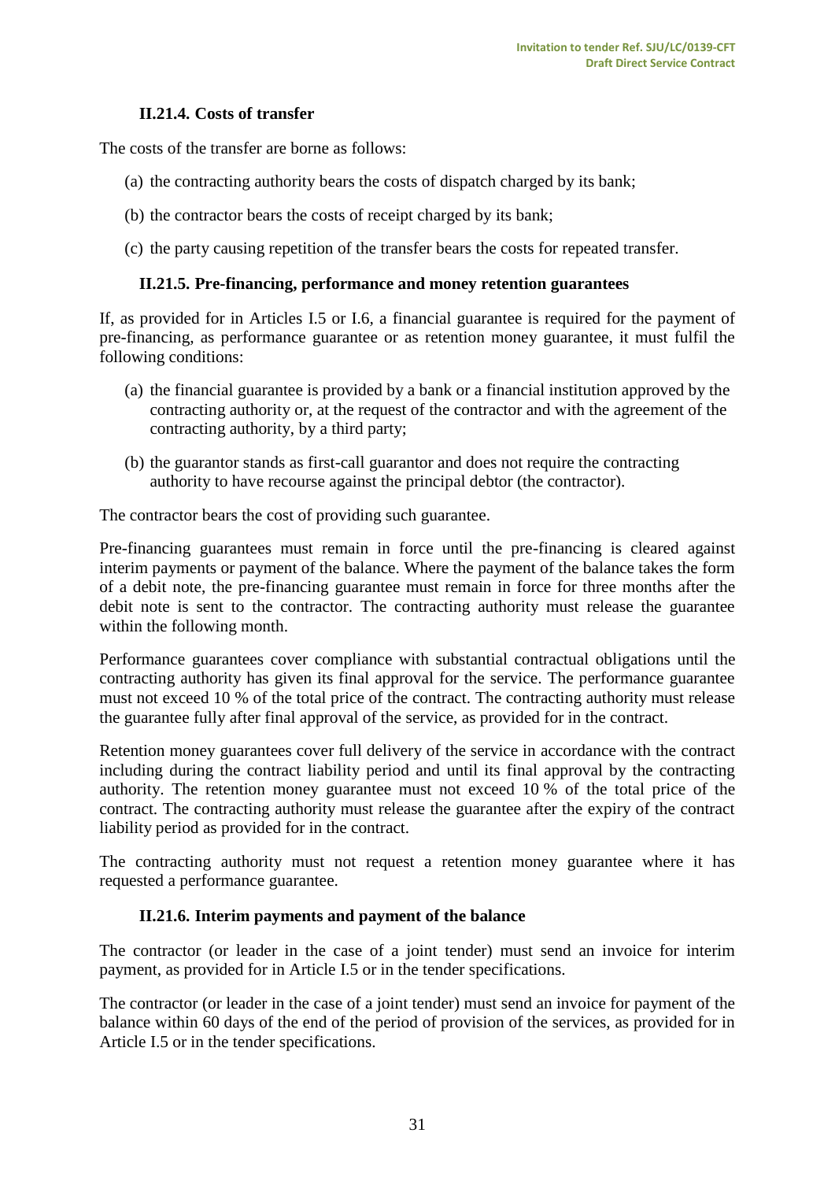#### II.21.4. Costs of transfer

The costs of the transfer are borne as follows:

(a) the contracting authority bears the costs of dispatch charged by its bank;

(b) the contractor bears the costs of receipt charged by its bank;

(c) the party causing repetition of the transfer bears the costs for repeated transfer.

#### II.21.5. Pre-financing, performance and money retention guarantees

If, as provided for in Articles I.5 or I.6, a financial guarantee is required for the payment of pre-financing, as performance guarantee or as retention money guarantee, it must fulfil the following conditions:

(a) the financial guarantee is provided by a bank or a financial institution approved by the contracting authority or, at the request of the contractor and with the agreement of the contracting authority, by a third party;

(b) the guarantor stands as first-call guarantor and does not require the contracting authority to have recourse against the principal debtor (the contractor).

The contractor bears the cost of providing such guarantee.

Pre-financing guarantees must remain in force until the pre-financing is cleared against interim payments or payment of the balance. Where the payment of the balance takes the form of a debit note, the pre-financing guarantee must remain in force for three months after the debit note is sent to the contractor. The contracting authority must release the guarantee within the following month.

Performance guarantees cover compliance with substantial contractual obligations until the contracting authority has given its final approval for the service. The performance guarantee must not exceed 10 % of the total price of the contract. The contracting authority must release the guarantee fully after final approval of the service, as provided for in the contract.

Retention money guarantees cover full delivery of the service in accordance with the contract including during the contract liability period and until its final approval by the contracting authority. The retention money guarantee must not exceed 10 % of the total price of the contract. The contracting authority must release the guarantee after the expiry of the contract liability period as provided for in the contract.

The contracting authority must not request a retention money guarantee where it has requested a performance guarantee.

#### II.21.6. Interim payments and payment of the balance

The contractor (or leader in the case of a joint tender) must send an invoice for interim payment, as provided for in Article I.5 or in the tender specifications.

The contractor (or leader in the case of a joint tender) must send an invoice for payment of the balance within 60 days of the end of the period of provision of the services, as provided for in Article I.5 or in the tender specifications.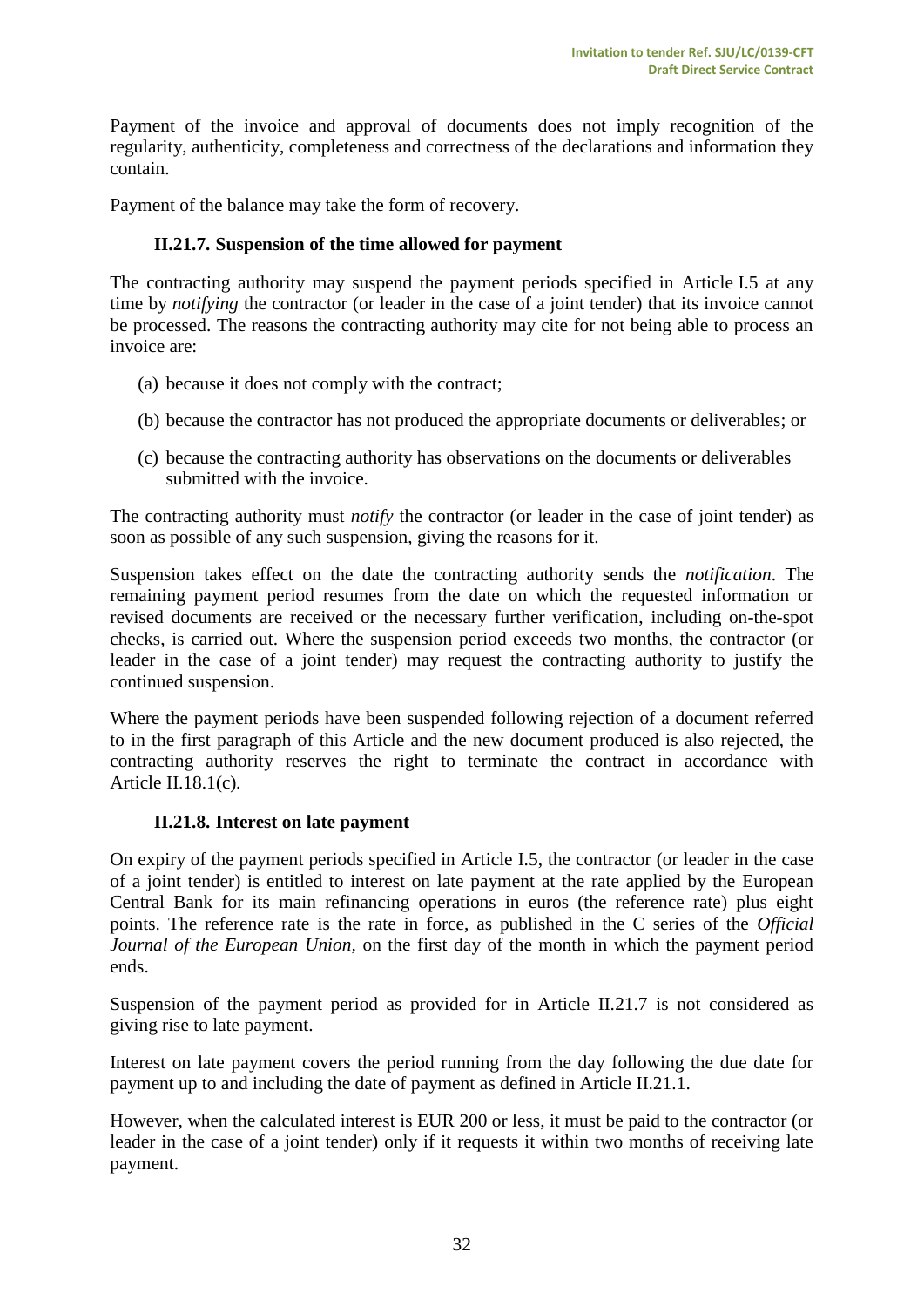Payment of the invoice and approval of documents does not imply recognition of the regularity, authenticity, completeness and correctness of the declarations and information they contain.

Payment of the balance may take the form of recovery.

### II.21.7. Suspension of the time allowed for payment

The contracting authority may suspend the payment periods specified in Article I.5 at any time by *notifying* the contractor (or leader in the case of a joint tender) that its invoice cannot be processed. The reasons the contracting authority may cite for not being able to process an invoice are:

(a) because it does not comply with the contract;

(b) because the contractor has not produced the appropriate documents or deliverables; or

(c) because the contracting authority has observations on the documents or deliverables submitted with the invoice.

The contracting authority must *notify* the contractor (or leader in the case of joint tender) as soon as possible of any such suspension, giving the reasons for it.

Suspension takes effect on the date the contracting authority sends the *notification*. The remaining payment period resumes from the date on which the requested information or revised documents are received or the necessary further verification, including on-the-spot checks, is carried out. Where the suspension period exceeds two months, the contractor (or leader in the case of a joint tender) may request the contracting authority to justify the continued suspension.

Where the payment periods have been suspended following rejection of a document referred to in the first paragraph of this Article and the new document produced is also rejected, the contracting authority reserves the right to terminate the contract in accordance with Article II.18.1(c)*.*

### II.21.8. Interest on late payment

On expiry of the payment periods specified in Article I.5, the contractor (or leader in the case of a joint tender) is entitled to interest on late payment at the rate applied by the European Central Bank for its main refinancing operations in euros (the reference rate) plus eight points. The reference rate is the rate in force, as published in the C series of the *Official Journal of the European Union,* on the first day of the month in which the payment period ends.

Suspension of the payment period as provided for in Article II.21.7 is not considered as giving rise to late payment.

Interest on late payment covers the period running from the day following the due date for payment up to and including the date of payment as defined in Article II.21.1.

However, when the calculated interest is EUR 200 or less, it must be paid to the contractor (or leader in the case of a joint tender) only if it requests it within two months of receiving late payment.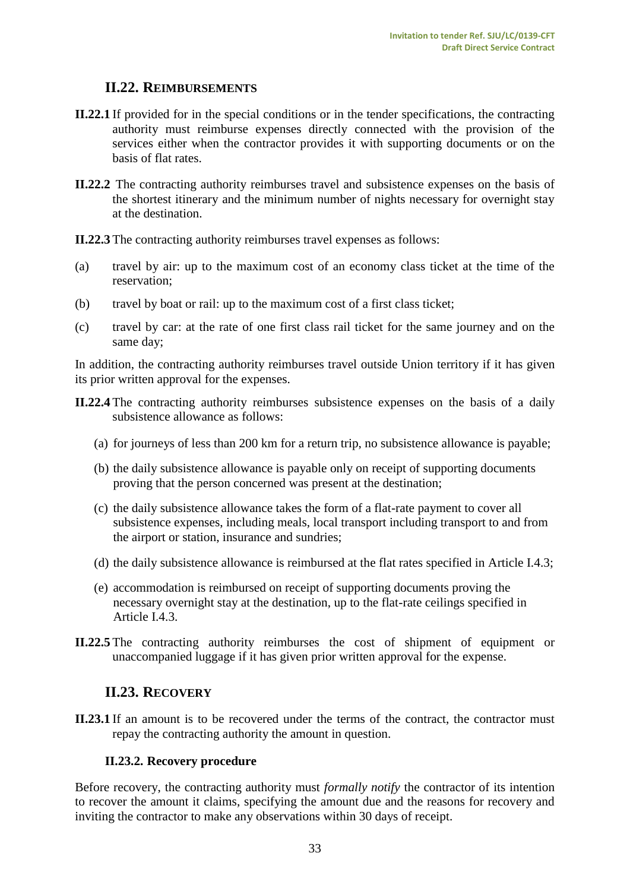## II.22. REIMBURSEMENTS

**II.22.1** If provided for in the special conditions or in the tender specifications, the contracting authority must reimburse expenses directly connected with the provision of the services either when the contractor provides it with supporting documents or on the basis of flat rates.

**II.22.2** The contracting authority reimburses travel and subsistence expenses on the basis of the shortest itinerary and the minimum number of nights necessary for overnight stay at the destination.

**II.22.3** The contracting authority reimburses travel expenses as follows:

(a) travel by air: up to the maximum cost of an economy class ticket at the time of the reservation;

(b) travel by boat or rail: up to the maximum cost of a first class ticket;

(c) travel by car: at the rate of one first class rail ticket for the same journey and on the same day;

In addition, the contracting authority reimburses travel outside Union territory if it has given its prior written approval for the expenses.

**II.22.4** The contracting authority reimburses subsistence expenses on the basis of a daily subsistence allowance as follows:

(a) for journeys of less than 200 km for a return trip, no subsistence allowance is payable;

(b) the daily subsistence allowance is payable only on receipt of supporting documents proving that the person concerned was present at the destination;

(c) the daily subsistence allowance takes the form of a flat-rate payment to cover all subsistence expenses, including meals, local transport including transport to and from the airport or station, insurance and sundries;

(d) the daily subsistence allowance is reimbursed at the flat rates specified in Article I.4.3;

(e) accommodation is reimbursed on receipt of supporting documents proving the necessary overnight stay at the destination, up to the flat-rate ceilings specified in Article I.4.3.

**II.22.5** The contracting authority reimburses the cost of shipment of equipment or unaccompanied luggage if it has given prior written approval for the expense.

## II.23. RECOVERY

**II.23.1** If an amount is to be recovered under the terms of the contract, the contractor must repay the contracting authority the amount in question.

### II.23.2. Recovery procedure

Before recovery, the contracting authority must *formally notify* the contractor of its intention to recover the amount it claims, specifying the amount due and the reasons for recovery and inviting the contractor to make any observations within 30 days of receipt.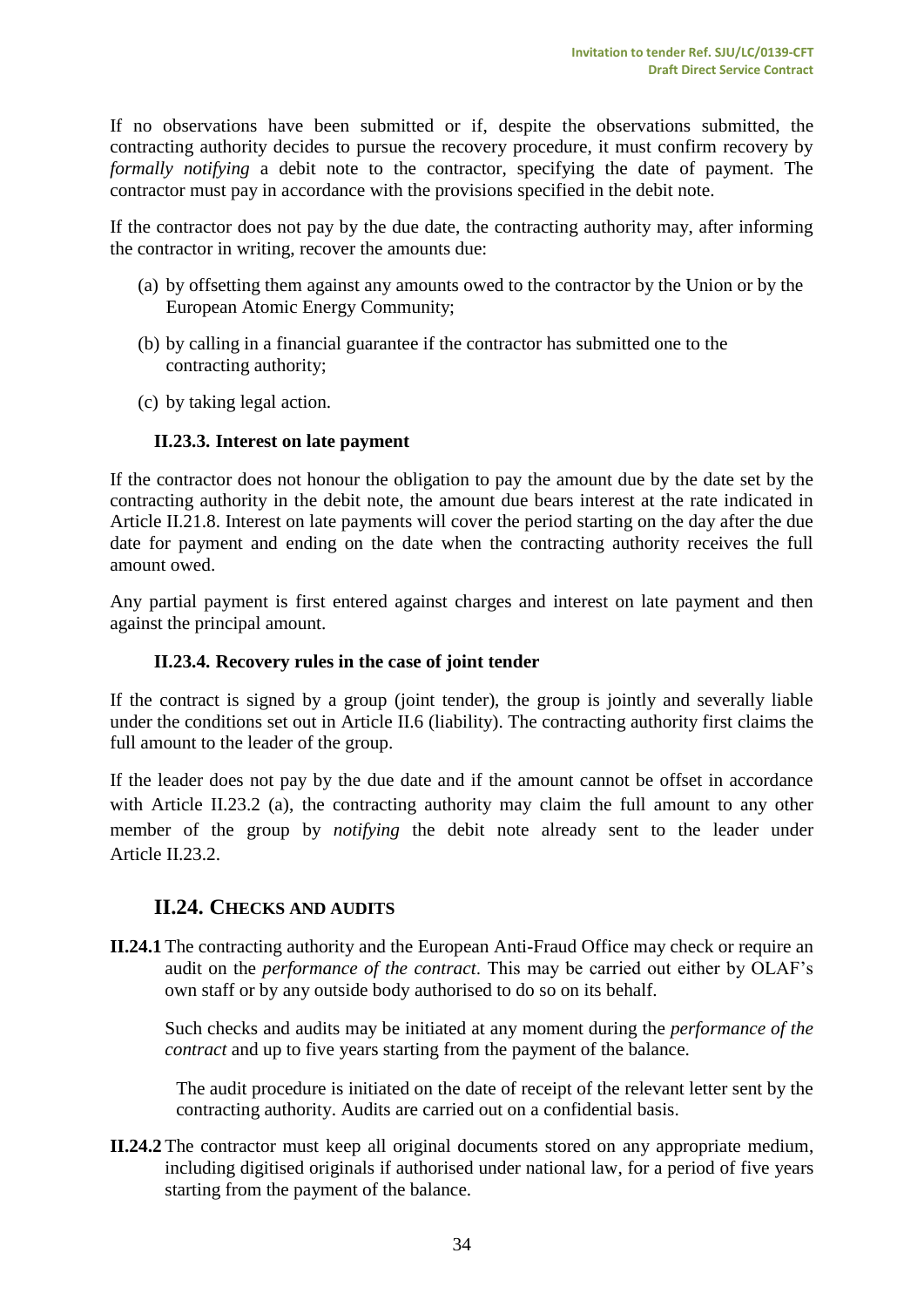If no observations have been submitted or if, despite the observations submitted, the contracting authority decides to pursue the recovery procedure, it must confirm recovery by *formally notifying* a debit note to the contractor, specifying the date of payment. The contractor must pay in accordance with the provisions specified in the debit note.

If the contractor does not pay by the due date, the contracting authority may, after informing the contractor in writing, recover the amounts due:

(a) by offsetting them against any amounts owed to the contractor by the Union or by the European Atomic Energy Community;

(b) by calling in a financial guarantee if the contractor has submitted one to the contracting authority;

(c) by taking legal action.

### II.23.3. Interest on late payment

If the contractor does not honour the obligation to pay the amount due by the date set by the contracting authority in the debit note, the amount due bears interest at the rate indicated in Article II.21.8. Interest on late payments will cover the period starting on the day after the due date for payment and ending on the date when the contracting authority receives the full amount owed.

Any partial payment is first entered against charges and interest on late payment and then against the principal amount.

### II.23.4. Recovery rules in the case of joint tender

If the contract is signed by a group (joint tender), the group is jointly and severally liable under the conditions set out in Article II.6 (liability). The contracting authority first claims the full amount to the leader of the group.

If the leader does not pay by the due date and if the amount cannot be offset in accordance with Article II.23.2 (a), the contracting authority may claim the full amount to any other member of the group by *notifying* the debit note already sent to the leader under Article II.23.2.

## II.24. Checks and audits

**II.24.1** The contracting authority and the European Anti-Fraud Office may check or require an audit on the *performance of the contract*. This may be carried out either by OLAF's own staff or by any outside body authorised to do so on its behalf.

Such checks and audits may be initiated at any moment during the *performance of the contract* and up to five years starting from the payment of the balance.

The audit procedure is initiated on the date of receipt of the relevant letter sent by the contracting authority. Audits are carried out on a confidential basis.

**II.24.2** The contractor must keep all original documents stored on any appropriate medium, including digitised originals if authorised under national law, for a period of five years starting from the payment of the balance.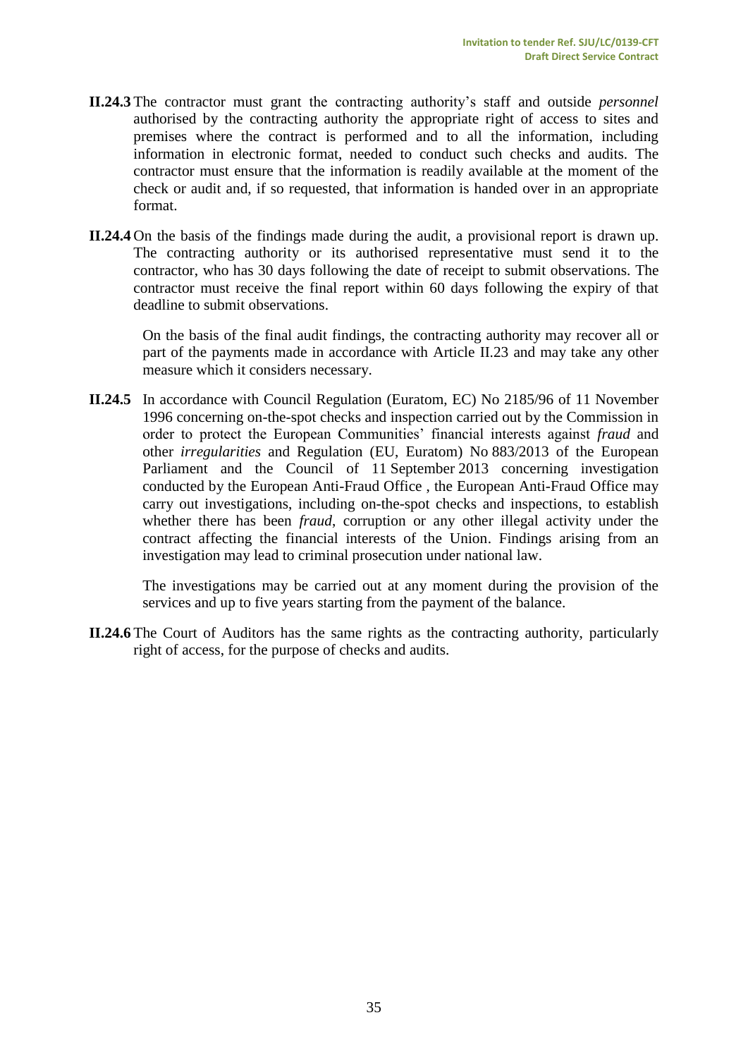**II.24.3** The contractor must grant the contracting authority's staff and outside *personnel* authorised by the contracting authority the appropriate right of access to sites and premises where the contract is performed and to all the information, including information in electronic format, needed to conduct such checks and audits. The contractor must ensure that the information is readily available at the moment of the check or audit and, if so requested, that information is handed over in an appropriate format.

**II.24.4** On the basis of the findings made during the audit, a provisional report is drawn up. The contracting authority or its authorised representative must send it to the contractor, who has 30 days following the date of receipt to submit observations. The contractor must receive the final report within 60 days following the expiry of that deadline to submit observations.

On the basis of the final audit findings, the contracting authority may recover all or part of the payments made in accordance with Article II.23 and may take any other measure which it considers necessary.

**II.24.5** In accordance with Council Regulation (Euratom, EC) No 2185/96 of 11 November 1996 concerning on-the-spot checks and inspection carried out by the Commission in order to protect the European Communities' financial interests against *fraud* and other *irregularities* and Regulation (EU, Euratom) No 883/2013 of the European Parliament and the Council of 11 September 2013 concerning investigation conducted by the European Anti-Fraud Office , the European Anti-Fraud Office may carry out investigations, including on-the-spot checks and inspections, to establish whether there has been *fraud*, corruption or any other illegal activity under the contract affecting the financial interests of the Union. Findings arising from an investigation may lead to criminal prosecution under national law.

The investigations may be carried out at any moment during the provision of the services and up to five years starting from the payment of the balance.

**II.24.6** The Court of Auditors has the same rights as the contracting authority, particularly right of access, for the purpose of checks and audits.